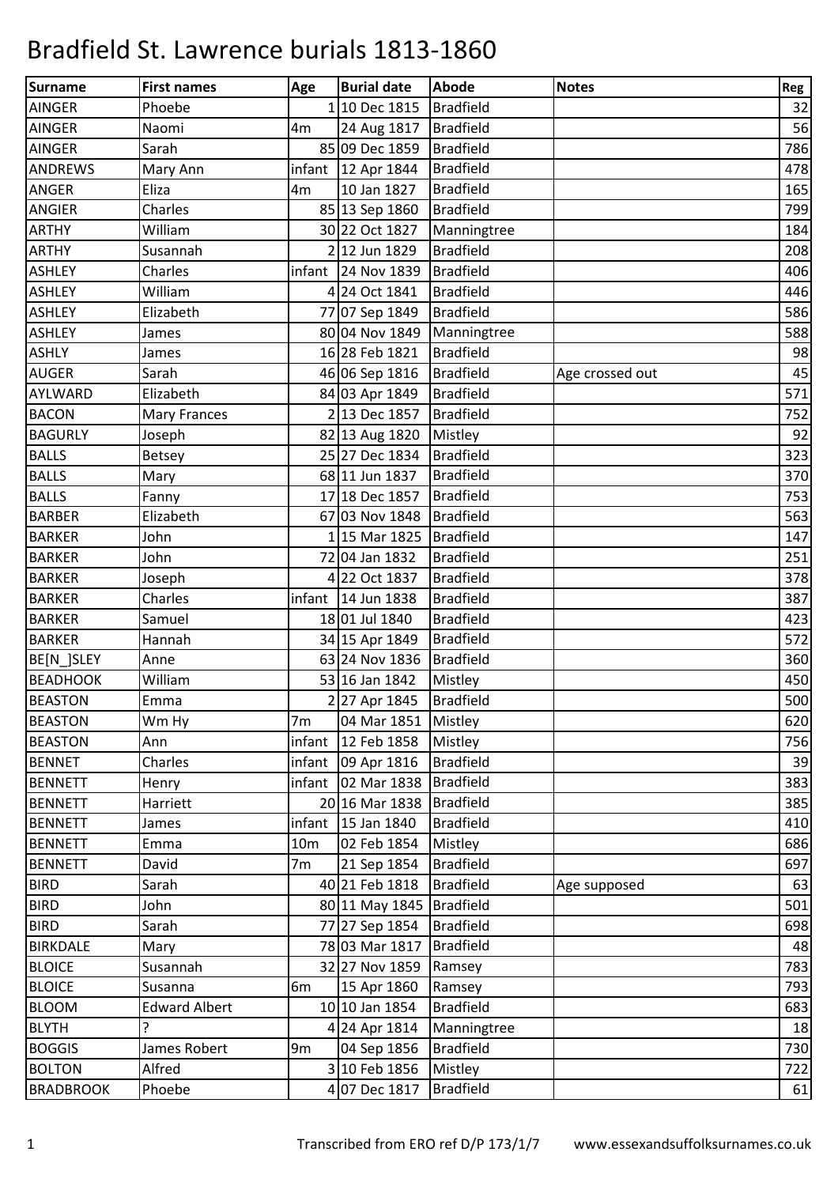# Bradfield St. Lawrence burials 1813-1860

| Surname | First names | Age | Burial date | Abode | Notes | Reg |
|---|---|---|---|---|---|---|
| AINGER | Phoebe | 1 | 10 Dec 1815 | Bradfield | | 32 |
| AINGER | Naomi | 4m | 24 Aug 1817 | Bradfield | | 56 |
| AINGER | Sarah | 85 | 09 Dec 1859 | Bradfield | | 786 |
| ANDREWS | Mary Ann | infant | 12 Apr 1844 | Bradfield | | 478 |
| ANGER | Eliza | 4m | 10 Jan 1827 | Bradfield | | 165 |
| ANGIER | Charles | 85 | 13 Sep 1860 | Bradfield | | 799 |
| ARTHY | William | 30 | 22 Oct 1827 | Manningtree | | 184 |
| ARTHY | Susannah | 2 | 12 Jun 1829 | Bradfield | | 208 |
| ASHLEY | Charles | infant | 24 Nov 1839 | Bradfield | | 406 |
| ASHLEY | William | 4 | 24 Oct 1841 | Bradfield | | 446 |
| ASHLEY | Elizabeth | 77 | 07 Sep 1849 | Bradfield | | 586 |
| ASHLEY | James | 80 | 04 Nov 1849 | Manningtree | | 588 |
| ASHLY | James | 16 | 28 Feb 1821 | Bradfield | | 98 |
| AUGER | Sarah | 46 | 06 Sep 1816 | Bradfield | Age crossed out | 45 |
| AYLWARD | Elizabeth | 84 | 03 Apr 1849 | Bradfield | | 571 |
| BACON | Mary Frances | 2 | 13 Dec 1857 | Bradfield | | 752 |
| BAGURLY | Joseph | 82 | 13 Aug 1820 | Mistley | | 92 |
| BALLS | Betsey | 25 | 27 Dec 1834 | Bradfield | | 323 |
| BALLS | Mary | 68 | 11 Jun 1837 | Bradfield | | 370 |
| BALLS | Fanny | 17 | 18 Dec 1857 | Bradfield | | 753 |
| BARBER | Elizabeth | 67 | 03 Nov 1848 | Bradfield | | 563 |
| BARKER | John | 1 | 15 Mar 1825 | Bradfield | | 147 |
| BARKER | John | 72 | 04 Jan 1832 | Bradfield | | 251 |
| BARKER | Joseph | 4 | 22 Oct 1837 | Bradfield | | 378 |
| BARKER | Charles | infant | 14 Jun 1838 | Bradfield | | 387 |
| BARKER | Samuel | 18 | 01 Jul 1840 | Bradfield | | 423 |
| BARKER | Hannah | 34 | 15 Apr 1849 | Bradfield | | 572 |
| BE[N_]SLEY | Anne | 63 | 24 Nov 1836 | Bradfield | | 360 |
| BEADHOOK | William | 53 | 16 Jan 1842 | Mistley | | 450 |
| BEASTON | Emma | 2 | 27 Apr 1845 | Bradfield | | 500 |
| BEASTON | Wm Hy | 7m | 04 Mar 1851 | Mistley | | 620 |
| BEASTON | Ann | infant | 12 Feb 1858 | Mistley | | 756 |
| BENNET | Charles | infant | 09 Apr 1816 | Bradfield | | 39 |
| BENNETT | Henry | infant | 02 Mar 1838 | Bradfield | | 383 |
| BENNETT | Harriett | 20 | 16 Mar 1838 | Bradfield | | 385 |
| BENNETT | James | infant | 15 Jan 1840 | Bradfield | | 410 |
| BENNETT | Emma | 10m | 02 Feb 1854 | Mistley | | 686 |
| BENNETT | David | 7m | 21 Sep 1854 | Bradfield | | 697 |
| BIRD | Sarah | 40 | 21 Feb 1818 | Bradfield | Age supposed | 63 |
| BIRD | John | 80 | 11 May 1845 | Bradfield | | 501 |
| BIRD | Sarah | 77 | 27 Sep 1854 | Bradfield | | 698 |
| BIRKDALE | Mary | 78 | 03 Mar 1817 | Bradfield | | 48 |
| BLOICE | Susannah | 32 | 27 Nov 1859 | Ramsey | | 783 |
| BLOICE | Susanna | 6m | 15 Apr 1860 | Ramsey | | 793 |
| BLOOM | Edward Albert | 10 | 10 Jan 1854 | Bradfield | | 683 |
| BLYTH | ? | 4 | 24 Apr 1814 | Manningtree | | 18 |
| BOGGIS | James Robert | 9m | 04 Sep 1856 | Bradfield | | 730 |
| BOLTON | Alfred | 3 | 10 Feb 1856 | Mistley | | 722 |
| BRADBROOK | Phoebe | 4 | 07 Dec 1817 | Bradfield | | 61 |

Transcribed from ERO ref D/P 173/1/7 www.essexandsuffolksurnames.co.uk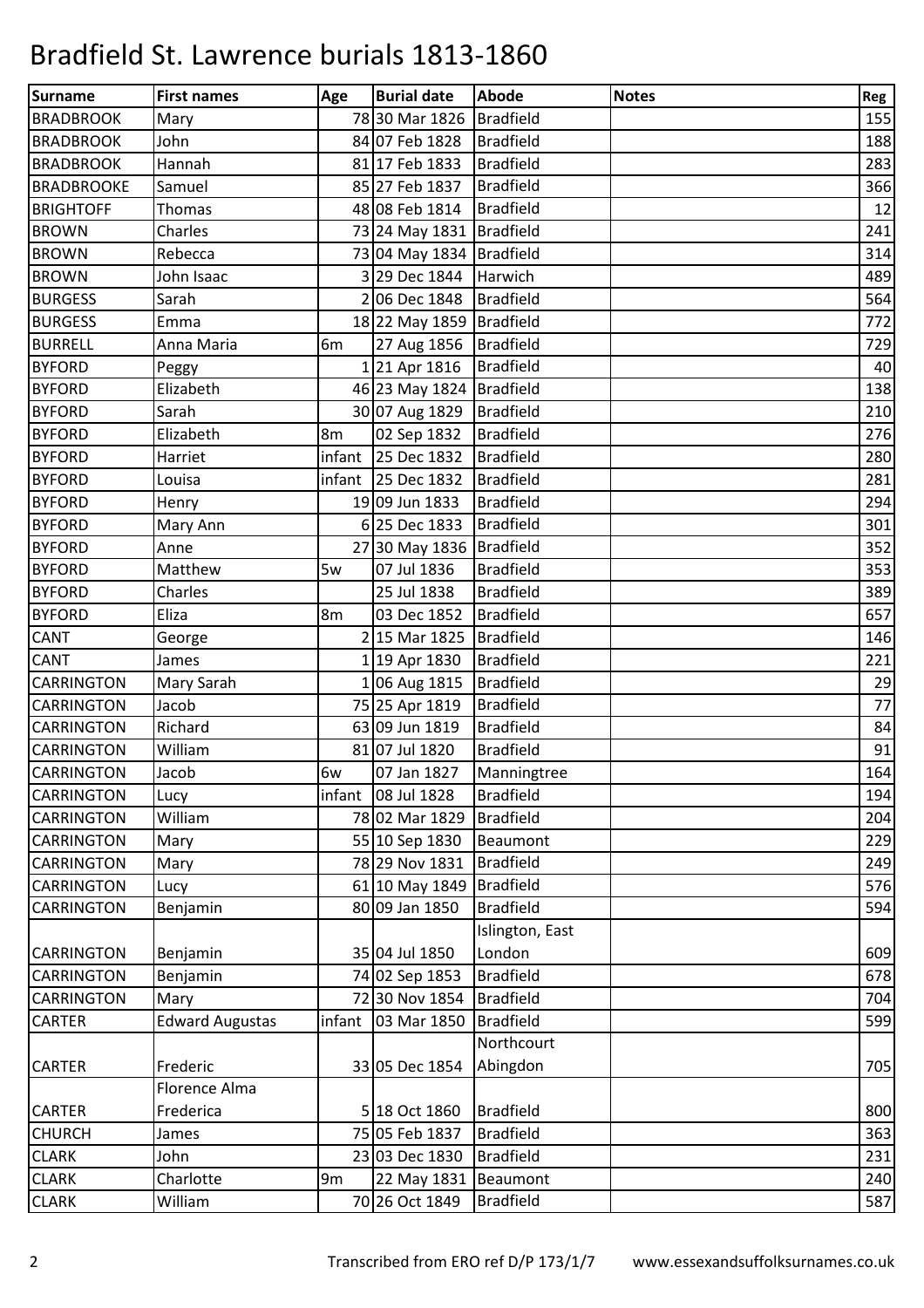# Bradfield St. Lawrence burials 1813-1860

| Surname | First names | Age | Burial date | Abode | Notes | Reg |
|---|---|---|---|---|---|---|
| BRADBROOK | Mary | 78 | 30 Mar 1826 | Bradfield | | 155 |
| BRADBROOK | John | 84 | 07 Feb 1828 | Bradfield | | 188 |
| BRADBROOK | Hannah | 81 | 17 Feb 1833 | Bradfield | | 283 |
| BRADBROOKE | Samuel | 85 | 27 Feb 1837 | Bradfield | | 366 |
| BRIGHTOFF | Thomas | 48 | 08 Feb 1814 | Bradfield | | 12 |
| BROWN | Charles | 73 | 24 May 1831 | Bradfield | | 241 |
| BROWN | Rebecca | 73 | 04 May 1834 | Bradfield | | 314 |
| BROWN | John Isaac | 3 | 29 Dec 1844 | Harwich | | 489 |
| BURGESS | Sarah | 2 | 06 Dec 1848 | Bradfield | | 564 |
| BURGESS | Emma | 18 | 22 May 1859 | Bradfield | | 772 |
| BURRELL | Anna Maria | 6m | 27 Aug 1856 | Bradfield | | 729 |
| BYFORD | Peggy | 1 | 21 Apr 1816 | Bradfield | | 40 |
| BYFORD | Elizabeth | 46 | 23 May 1824 | Bradfield | | 138 |
| BYFORD | Sarah | 30 | 07 Aug 1829 | Bradfield | | 210 |
| BYFORD | Elizabeth | 8m | 02 Sep 1832 | Bradfield | | 276 |
| BYFORD | Harriet | infant | 25 Dec 1832 | Bradfield | | 280 |
| BYFORD | Louisa | infant | 25 Dec 1832 | Bradfield | | 281 |
| BYFORD | Henry | 19 | 09 Jun 1833 | Bradfield | | 294 |
| BYFORD | Mary Ann | 6 | 25 Dec 1833 | Bradfield | | 301 |
| BYFORD | Anne | 27 | 30 May 1836 | Bradfield | | 352 |
| BYFORD | Matthew | 5w | 07 Jul 1836 | Bradfield | | 353 |
| BYFORD | Charles | | 25 Jul 1838 | Bradfield | | 389 |
| BYFORD | Eliza | 8m | 03 Dec 1852 | Bradfield | | 657 |
| CANT | George | 2 | 15 Mar 1825 | Bradfield | | 146 |
| CANT | James | 1 | 19 Apr 1830 | Bradfield | | 221 |
| CARRINGTON | Mary Sarah | 1 | 06 Aug 1815 | Bradfield | | 29 |
| CARRINGTON | Jacob | 75 | 25 Apr 1819 | Bradfield | | 77 |
| CARRINGTON | Richard | 63 | 09 Jun 1819 | Bradfield | | 84 |
| CARRINGTON | William | 81 | 07 Jul 1820 | Bradfield | | 91 |
| CARRINGTON | Jacob | 6w | 07 Jan 1827 | Manningtree | | 164 |
| CARRINGTON | Lucy | infant | 08 Jul 1828 | Bradfield | | 194 |
| CARRINGTON | William | 78 | 02 Mar 1829 | Bradfield | | 204 |
| CARRINGTON | Mary | 55 | 10 Sep 1830 | Beaumont | | 229 |
| CARRINGTON | Mary | 78 | 29 Nov 1831 | Bradfield | | 249 |
| CARRINGTON | Lucy | 61 | 10 May 1849 | Bradfield | | 576 |
| CARRINGTON | Benjamin | 80 | 09 Jan 1850 | Bradfield | | 594 |
| CARRINGTON | Benjamin | 35 | 04 Jul 1850 | Islington, East London | | 609 |
| CARRINGTON | Benjamin | 74 | 02 Sep 1853 | Bradfield | | 678 |
| CARRINGTON | Mary | 72 | 30 Nov 1854 | Bradfield | | 704 |
| CARTER | Edward Augustas | infant | 03 Mar 1850 | Bradfield | | 599 |
| CARTER | Frederic | 33 | 05 Dec 1854 | Northcourt Abingdon | | 705 |
| CARTER | Florence Alma Frederica | 5 | 18 Oct 1860 | Bradfield | | 800 |
| CHURCH | James | 75 | 05 Feb 1837 | Bradfield | | 363 |
| CLARK | John | 23 | 03 Dec 1830 | Bradfield | | 231 |
| CLARK | Charlotte | 9m | 22 May 1831 | Beaumont | | 240 |
| CLARK | William | 70 | 26 Oct 1849 | Bradfield | | 587 |

Transcribed from ERO ref D/P 173/1/7 www.essexandsuffolksurnames.co.uk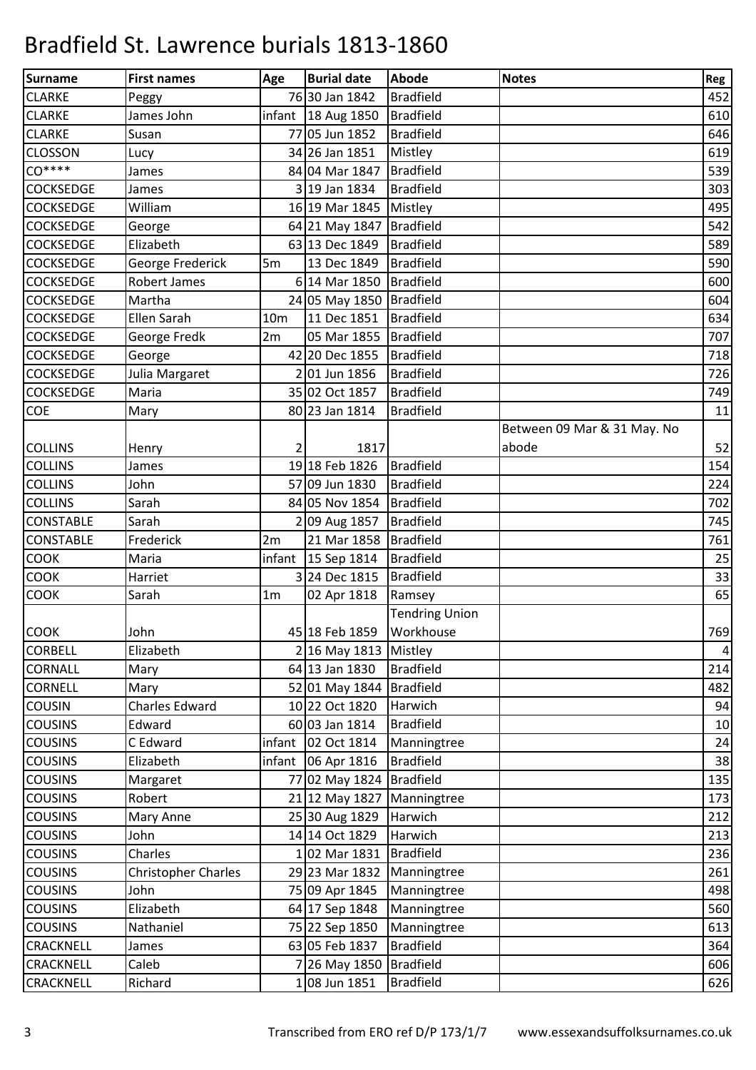# Bradfield St. Lawrence burials 1813-1860

| Surname | First names | Age | Burial date | Abode | Notes | Reg |
|---|---|---|---|---|---|---|
| CLARKE | Peggy | 76 | 30 Jan 1842 | Bradfield | | 452 |
| CLARKE | James John | infant | 18 Aug 1850 | Bradfield | | 610 |
| CLARKE | Susan | 77 | 05 Jun 1852 | Bradfield | | 646 |
| CLOSSON | Lucy | 34 | 26 Jan 1851 | Mistley | | 619 |
| CO**** | James | 84 | 04 Mar 1847 | Bradfield | | 539 |
| COCKSEDGE | James | 3 | 19 Jan 1834 | Bradfield | | 303 |
| COCKSEDGE | William | 16 | 19 Mar 1845 | Mistley | | 495 |
| COCKSEDGE | George | 64 | 21 May 1847 | Bradfield | | 542 |
| COCKSEDGE | Elizabeth | 63 | 13 Dec 1849 | Bradfield | | 589 |
| COCKSEDGE | George Frederick | 5m | 13 Dec 1849 | Bradfield | | 590 |
| COCKSEDGE | Robert James | 6 | 14 Mar 1850 | Bradfield | | 600 |
| COCKSEDGE | Martha | 24 | 05 May 1850 | Bradfield | | 604 |
| COCKSEDGE | Ellen Sarah | 10m | 11 Dec 1851 | Bradfield | | 634 |
| COCKSEDGE | George Fredk | 2m | 05 Mar 1855 | Bradfield | | 707 |
| COCKSEDGE | George | 42 | 20 Dec 1855 | Bradfield | | 718 |
| COCKSEDGE | Julia Margaret | 2 | 01 Jun 1856 | Bradfield | | 726 |
| COCKSEDGE | Maria | 35 | 02 Oct 1857 | Bradfield | | 749 |
| COE | Mary | 80 | 23 Jan 1814 | Bradfield | | 11 |
| COLLINS | Henry | 2 | 1817 | | Between 09 Mar & 31 May. No abode | 52 |
| COLLINS | James | 19 | 18 Feb 1826 | Bradfield | | 154 |
| COLLINS | John | 57 | 09 Jun 1830 | Bradfield | | 224 |
| COLLINS | Sarah | 84 | 05 Nov 1854 | Bradfield | | 702 |
| CONSTABLE | Sarah | 2 | 09 Aug 1857 | Bradfield | | 745 |
| CONSTABLE | Frederick | 2m | 21 Mar 1858 | Bradfield | | 761 |
| COOK | Maria | infant | 15 Sep 1814 | Bradfield | | 25 |
| COOK | Harriet | 3 | 24 Dec 1815 | Bradfield | | 33 |
| COOK | Sarah | 1m | 02 Apr 1818 | Ramsey | | 65 |
| COOK | John | 45 | 18 Feb 1859 | Tendring Union Workhouse | | 769 |
| CORBELL | Elizabeth | 2 | 16 May 1813 | Mistley | | 4 |
| CORNALL | Mary | 64 | 13 Jan 1830 | Bradfield | | 214 |
| CORNELL | Mary | 52 | 01 May 1844 | Bradfield | | 482 |
| COUSIN | Charles Edward | 10 | 22 Oct 1820 | Harwich | | 94 |
| COUSINS | Edward | 60 | 03 Jan 1814 | Bradfield | | 10 |
| COUSINS | C Edward | infant | 02 Oct 1814 | Manningtree | | 24 |
| COUSINS | Elizabeth | infant | 06 Apr 1816 | Bradfield | | 38 |
| COUSINS | Margaret | 77 | 02 May 1824 | Bradfield | | 135 |
| COUSINS | Robert | 21 | 12 May 1827 | Manningtree | | 173 |
| COUSINS | Mary Anne | 25 | 30 Aug 1829 | Harwich | | 212 |
| COUSINS | John | 14 | 14 Oct 1829 | Harwich | | 213 |
| COUSINS | Charles | 1 | 02 Mar 1831 | Bradfield | | 236 |
| COUSINS | Christopher Charles | 29 | 23 Mar 1832 | Manningtree | | 261 |
| COUSINS | John | 75 | 09 Apr 1845 | Manningtree | | 498 |
| COUSINS | Elizabeth | 64 | 17 Sep 1848 | Manningtree | | 560 |
| COUSINS | Nathaniel | 75 | 22 Sep 1850 | Manningtree | | 613 |
| CRACKNELL | James | 63 | 05 Feb 1837 | Bradfield | | 364 |
| CRACKNELL | Caleb | 7 | 26 May 1850 | Bradfield | | 606 |
| CRACKNELL | Richard | 1 | 08 Jun 1851 | Bradfield | | 626 |

Transcribed from ERO ref D/P 173/1/7 www.essexandsuffolksurnames.co.uk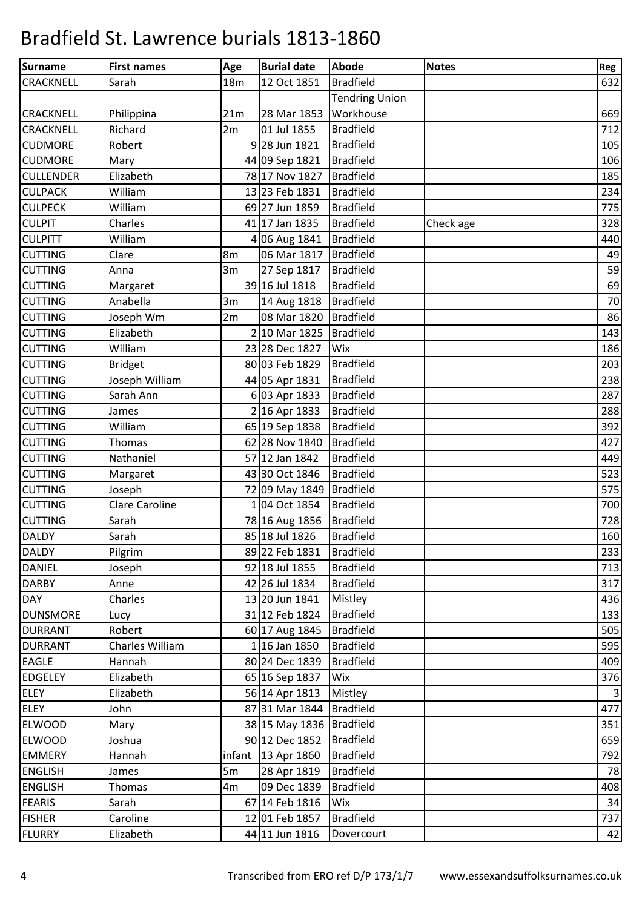# Bradfield St. Lawrence burials 1813-1860

| Surname | First names | Age | Burial date | Abode | Notes | Reg |
|---|---|---|---|---|---|---|
| CRACKNELL | Sarah | 18m | 12 Oct 1851 | Bradfield | | 632 |
| CRACKNELL | Philippina | 21m | 28 Mar 1853 | Tendring Union Workhouse | | 669 |
| CRACKNELL | Richard | 2m | 01 Jul 1855 | Bradfield | | 712 |
| CUDMORE | Robert | 9 | 28 Jun 1821 | Bradfield | | 105 |
| CUDMORE | Mary | 44 | 09 Sep 1821 | Bradfield | | 106 |
| CULLENDER | Elizabeth | 78 | 17 Nov 1827 | Bradfield | | 185 |
| CULPACK | William | 13 | 23 Feb 1831 | Bradfield | | 234 |
| CULPECK | William | 69 | 27 Jun 1859 | Bradfield | | 775 |
| CULPIT | Charles | 41 | 17 Jan 1835 | Bradfield | Check age | 328 |
| CULPITT | William | 4 | 06 Aug 1841 | Bradfield | | 440 |
| CUTTING | Clare | 8m | 06 Mar 1817 | Bradfield | | 49 |
| CUTTING | Anna | 3m | 27 Sep 1817 | Bradfield | | 59 |
| CUTTING | Margaret | 39 | 16 Jul 1818 | Bradfield | | 69 |
| CUTTING | Anabella | 3m | 14 Aug 1818 | Bradfield | | 70 |
| CUTTING | Joseph Wm | 2m | 08 Mar 1820 | Bradfield | | 86 |
| CUTTING | Elizabeth | 2 | 10 Mar 1825 | Bradfield | | 143 |
| CUTTING | William | 23 | 28 Dec 1827 | Wix | | 186 |
| CUTTING | Bridget | 80 | 03 Feb 1829 | Bradfield | | 203 |
| CUTTING | Joseph William | 44 | 05 Apr 1831 | Bradfield | | 238 |
| CUTTING | Sarah Ann | 6 | 03 Apr 1833 | Bradfield | | 287 |
| CUTTING | James | 2 | 16 Apr 1833 | Bradfield | | 288 |
| CUTTING | William | 65 | 19 Sep 1838 | Bradfield | | 392 |
| CUTTING | Thomas | 62 | 28 Nov 1840 | Bradfield | | 427 |
| CUTTING | Nathaniel | 57 | 12 Jan 1842 | Bradfield | | 449 |
| CUTTING | Margaret | 43 | 30 Oct 1846 | Bradfield | | 523 |
| CUTTING | Joseph | 72 | 09 May 1849 | Bradfield | | 575 |
| CUTTING | Clare Caroline | 1 | 04 Oct 1854 | Bradfield | | 700 |
| CUTTING | Sarah | 78 | 16 Aug 1856 | Bradfield | | 728 |
| DALDY | Sarah | 85 | 18 Jul 1826 | Bradfield | | 160 |
| DALDY | Pilgrim | 89 | 22 Feb 1831 | Bradfield | | 233 |
| DANIEL | Joseph | 92 | 18 Jul 1855 | Bradfield | | 713 |
| DARBY | Anne | 42 | 26 Jul 1834 | Bradfield | | 317 |
| DAY | Charles | 13 | 20 Jun 1841 | Mistley | | 436 |
| DUNSMORE | Lucy | 31 | 12 Feb 1824 | Bradfield | | 133 |
| DURRANT | Robert | 60 | 17 Aug 1845 | Bradfield | | 505 |
| DURRANT | Charles William | 1 | 16 Jan 1850 | Bradfield | | 595 |
| EAGLE | Hannah | 80 | 24 Dec 1839 | Bradfield | | 409 |
| EDGELEY | Elizabeth | 65 | 16 Sep 1837 | Wix | | 376 |
| ELEY | Elizabeth | 56 | 14 Apr 1813 | Mistley | | 3 |
| ELEY | John | 87 | 31 Mar 1844 | Bradfield | | 477 |
| ELWOOD | Mary | 38 | 15 May 1836 | Bradfield | | 351 |
| ELWOOD | Joshua | 90 | 12 Dec 1852 | Bradfield | | 659 |
| EMMERY | Hannah | infant | 13 Apr 1860 | Bradfield | | 792 |
| ENGLISH | James | 5m | 28 Apr 1819 | Bradfield | | 78 |
| ENGLISH | Thomas | 4m | 09 Dec 1839 | Bradfield | | 408 |
| FEARIS | Sarah | 67 | 14 Feb 1816 | Wix | | 34 |
| FISHER | Caroline | 12 | 01 Feb 1857 | Bradfield | | 737 |
| FLURRY | Elizabeth | 44 | 11 Jun 1816 | Dovercourt | | 42 |

Transcribed from ERO ref D/P 173/1/7 www.essexandsuffolksurnames.co.uk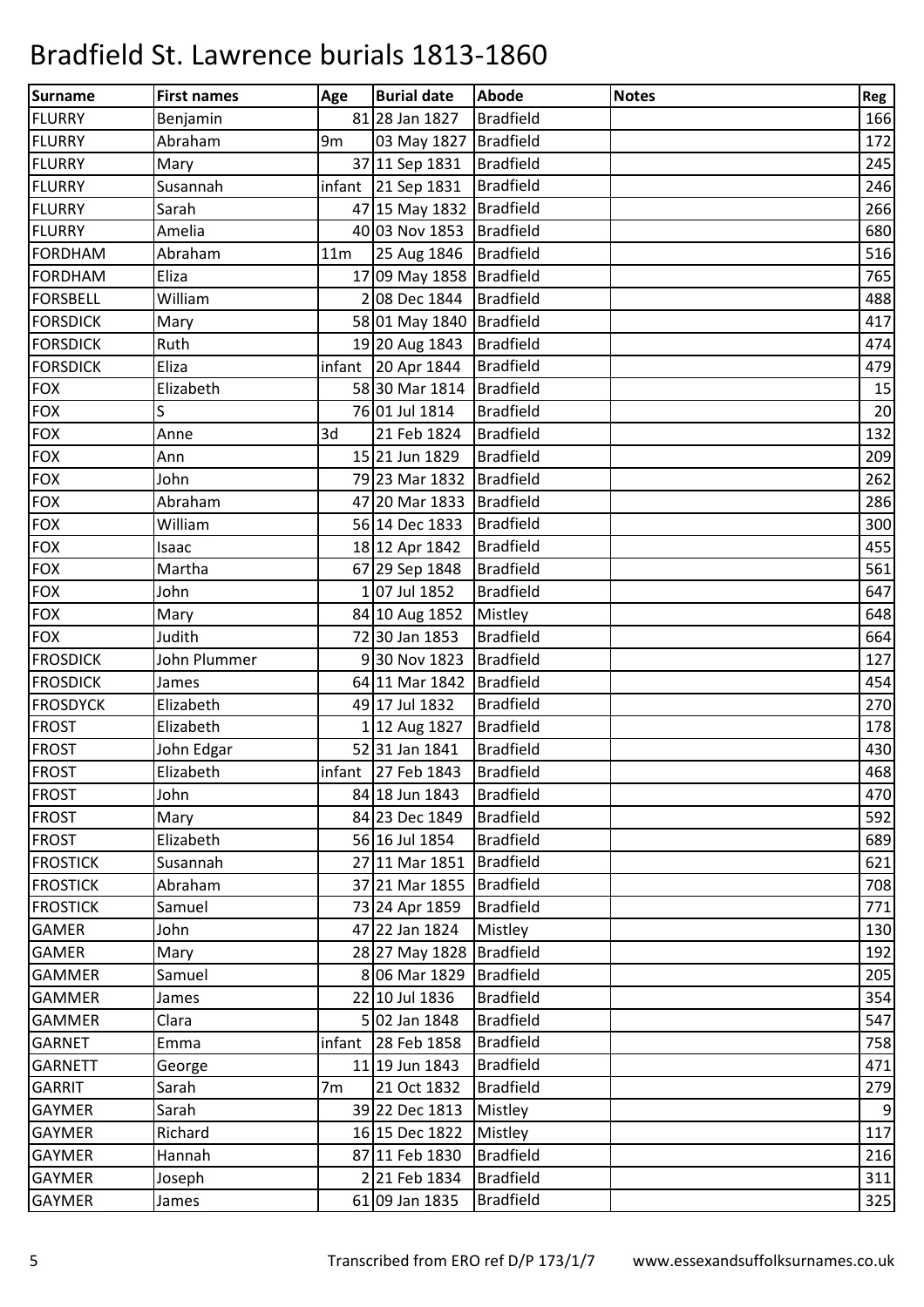# Bradfield St. Lawrence burials 1813-1860

| Surname | First names | Age | Burial date | Abode | Notes | Reg |
|---|---|---|---|---|---|---|
| FLURRY | Benjamin | 81 | 28 Jan 1827 | Bradfield | | 166 |
| FLURRY | Abraham | 9m | 03 May 1827 | Bradfield | | 172 |
| FLURRY | Mary | 37 | 11 Sep 1831 | Bradfield | | 245 |
| FLURRY | Susannah | infant | 21 Sep 1831 | Bradfield | | 246 |
| FLURRY | Sarah | 47 | 15 May 1832 | Bradfield | | 266 |
| FLURRY | Amelia | 40 | 03 Nov 1853 | Bradfield | | 680 |
| FORDHAM | Abraham | 11m | 25 Aug 1846 | Bradfield | | 516 |
| FORDHAM | Eliza | 17 | 09 May 1858 | Bradfield | | 765 |
| FORSBELL | William | 2 | 08 Dec 1844 | Bradfield | | 488 |
| FORSDICK | Mary | 58 | 01 May 1840 | Bradfield | | 417 |
| FORSDICK | Ruth | 19 | 20 Aug 1843 | Bradfield | | 474 |
| FORSDICK | Eliza | infant | 20 Apr 1844 | Bradfield | | 479 |
| FOX | Elizabeth | 58 | 30 Mar 1814 | Bradfield | | 15 |
| FOX | S | 76 | 01 Jul 1814 | Bradfield | | 20 |
| FOX | Anne | 3d | 21 Feb 1824 | Bradfield | | 132 |
| FOX | Ann | 15 | 21 Jun 1829 | Bradfield | | 209 |
| FOX | John | 79 | 23 Mar 1832 | Bradfield | | 262 |
| FOX | Abraham | 47 | 20 Mar 1833 | Bradfield | | 286 |
| FOX | William | 56 | 14 Dec 1833 | Bradfield | | 300 |
| FOX | Isaac | 18 | 12 Apr 1842 | Bradfield | | 455 |
| FOX | Martha | 67 | 29 Sep 1848 | Bradfield | | 561 |
| FOX | John | 1 | 07 Jul 1852 | Bradfield | | 647 |
| FOX | Mary | 84 | 10 Aug 1852 | Mistley | | 648 |
| FOX | Judith | 72 | 30 Jan 1853 | Bradfield | | 664 |
| FROSDICK | John Plummer | 9 | 30 Nov 1823 | Bradfield | | 127 |
| FROSDICK | James | 64 | 11 Mar 1842 | Bradfield | | 454 |
| FROSDYCK | Elizabeth | 49 | 17 Jul 1832 | Bradfield | | 270 |
| FROST | Elizabeth | 1 | 12 Aug 1827 | Bradfield | | 178 |
| FROST | John Edgar | 52 | 31 Jan 1841 | Bradfield | | 430 |
| FROST | Elizabeth | infant | 27 Feb 1843 | Bradfield | | 468 |
| FROST | John | 84 | 18 Jun 1843 | Bradfield | | 470 |
| FROST | Mary | 84 | 23 Dec 1849 | Bradfield | | 592 |
| FROST | Elizabeth | 56 | 16 Jul 1854 | Bradfield | | 689 |
| FROSTICK | Susannah | 27 | 11 Mar 1851 | Bradfield | | 621 |
| FROSTICK | Abraham | 37 | 21 Mar 1855 | Bradfield | | 708 |
| FROSTICK | Samuel | 73 | 24 Apr 1859 | Bradfield | | 771 |
| GAMER | John | 47 | 22 Jan 1824 | Mistley | | 130 |
| GAMER | Mary | 28 | 27 May 1828 | Bradfield | | 192 |
| GAMMER | Samuel | 8 | 06 Mar 1829 | Bradfield | | 205 |
| GAMMER | James | 22 | 10 Jul 1836 | Bradfield | | 354 |
| GAMMER | Clara | 5 | 02 Jan 1848 | Bradfield | | 547 |
| GARNET | Emma | infant | 28 Feb 1858 | Bradfield | | 758 |
| GARNETT | George | 11 | 19 Jun 1843 | Bradfield | | 471 |
| GARRIT | Sarah | 7m | 21 Oct 1832 | Bradfield | | 279 |
| GAYMER | Sarah | 39 | 22 Dec 1813 | Mistley | | 9 |
| GAYMER | Richard | 16 | 15 Dec 1822 | Mistley | | 117 |
| GAYMER | Hannah | 87 | 11 Feb 1830 | Bradfield | | 216 |
| GAYMER | Joseph | 2 | 21 Feb 1834 | Bradfield | | 311 |
| GAYMER | James | 61 | 09 Jan 1835 | Bradfield | | 325 |

Transcribed from ERO ref D/P 173/1/7 www.essexandsuffolksurnames.co.uk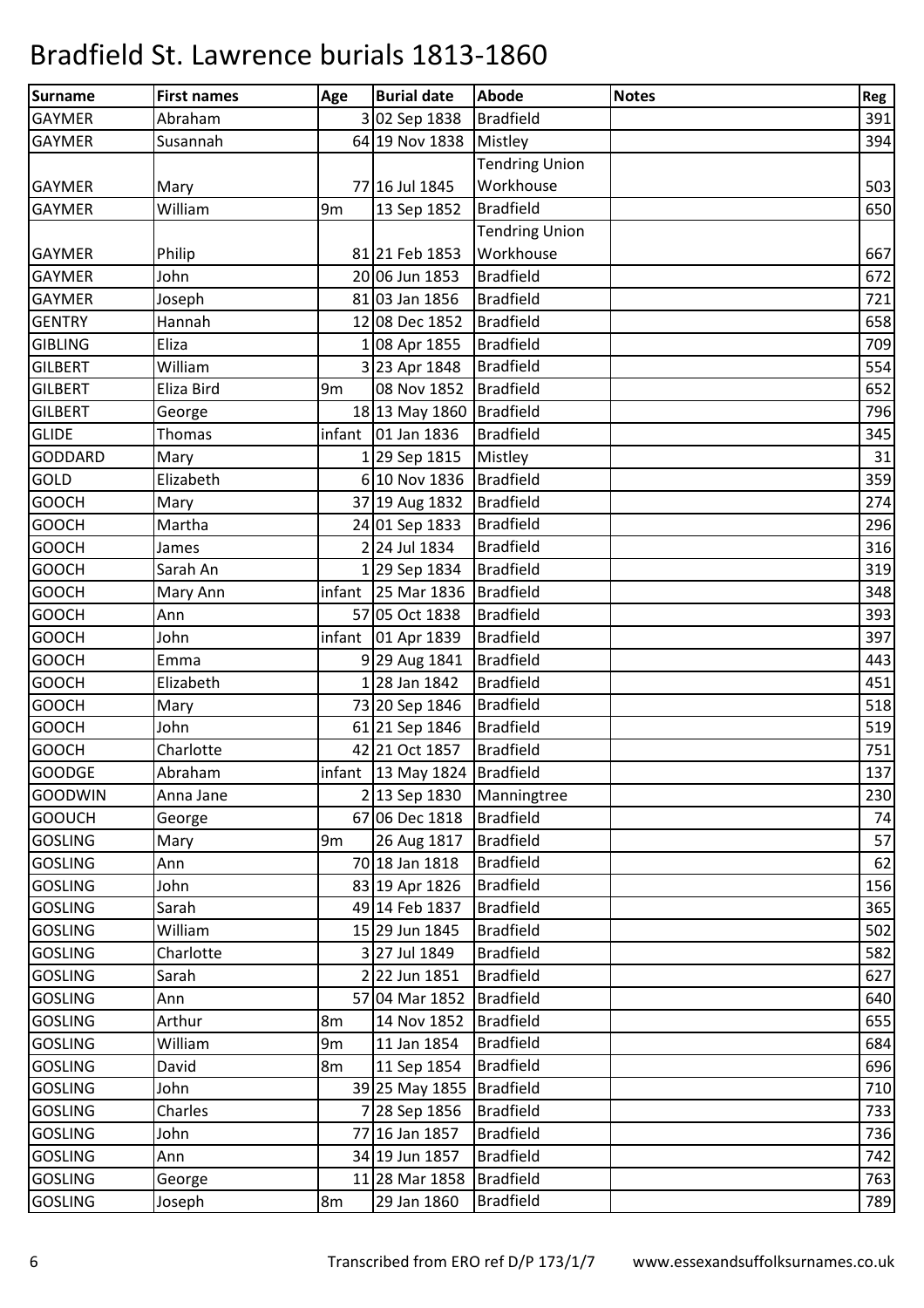# Bradfield St. Lawrence burials 1813-1860

| Surname | First names | Age | Burial date | Abode | Notes | Reg |
|---|---|---|---|---|---|---|
| GAYMER | Abraham | 3 | 02 Sep 1838 | Bradfield | | 391 |
| GAYMER | Susannah | 64 | 19 Nov 1838 | Mistley | | 394 |
| GAYMER | Mary | 77 | 16 Jul 1845 | Tendring Union Workhouse | | 503 |
| GAYMER | William | 9m | 13 Sep 1852 | Bradfield | | 650 |
| GAYMER | Philip | 81 | 21 Feb 1853 | Tendring Union Workhouse | | 667 |
| GAYMER | John | 20 | 06 Jun 1853 | Bradfield | | 672 |
| GAYMER | Joseph | 81 | 03 Jan 1856 | Bradfield | | 721 |
| GENTRY | Hannah | 12 | 08 Dec 1852 | Bradfield | | 658 |
| GIBLING | Eliza | 1 | 08 Apr 1855 | Bradfield | | 709 |
| GILBERT | William | 3 | 23 Apr 1848 | Bradfield | | 554 |
| GILBERT | Eliza Bird | 9m | 08 Nov 1852 | Bradfield | | 652 |
| GILBERT | George | 18 | 13 May 1860 | Bradfield | | 796 |
| GLIDE | Thomas | infant | 01 Jan 1836 | Bradfield | | 345 |
| GODDARD | Mary | 1 | 29 Sep 1815 | Mistley | | 31 |
| GOLD | Elizabeth | 6 | 10 Nov 1836 | Bradfield | | 359 |
| GOOCH | Mary | 37 | 19 Aug 1832 | Bradfield | | 274 |
| GOOCH | Martha | 24 | 01 Sep 1833 | Bradfield | | 296 |
| GOOCH | James | 2 | 24 Jul 1834 | Bradfield | | 316 |
| GOOCH | Sarah An | 1 | 29 Sep 1834 | Bradfield | | 319 |
| GOOCH | Mary Ann | infant | 25 Mar 1836 | Bradfield | | 348 |
| GOOCH | Ann | 57 | 05 Oct 1838 | Bradfield | | 393 |
| GOOCH | John | infant | 01 Apr 1839 | Bradfield | | 397 |
| GOOCH | Emma | 9 | 29 Aug 1841 | Bradfield | | 443 |
| GOOCH | Elizabeth | 1 | 28 Jan 1842 | Bradfield | | 451 |
| GOOCH | Mary | 73 | 20 Sep 1846 | Bradfield | | 518 |
| GOOCH | John | 61 | 21 Sep 1846 | Bradfield | | 519 |
| GOOCH | Charlotte | 42 | 21 Oct 1857 | Bradfield | | 751 |
| GOODGE | Abraham | infant | 13 May 1824 | Bradfield | | 137 |
| GOODWIN | Anna Jane | 2 | 13 Sep 1830 | Manningtree | | 230 |
| GOOUCH | George | 67 | 06 Dec 1818 | Bradfield | | 74 |
| GOSLING | Mary | 9m | 26 Aug 1817 | Bradfield | | 57 |
| GOSLING | Ann | 70 | 18 Jan 1818 | Bradfield | | 62 |
| GOSLING | John | 83 | 19 Apr 1826 | Bradfield | | 156 |
| GOSLING | Sarah | 49 | 14 Feb 1837 | Bradfield | | 365 |
| GOSLING | William | 15 | 29 Jun 1845 | Bradfield | | 502 |
| GOSLING | Charlotte | 3 | 27 Jul 1849 | Bradfield | | 582 |
| GOSLING | Sarah | 2 | 22 Jun 1851 | Bradfield | | 627 |
| GOSLING | Ann | 57 | 04 Mar 1852 | Bradfield | | 640 |
| GOSLING | Arthur | 8m | 14 Nov 1852 | Bradfield | | 655 |
| GOSLING | William | 9m | 11 Jan 1854 | Bradfield | | 684 |
| GOSLING | David | 8m | 11 Sep 1854 | Bradfield | | 696 |
| GOSLING | John | 39 | 25 May 1855 | Bradfield | | 710 |
| GOSLING | Charles | 7 | 28 Sep 1856 | Bradfield | | 733 |
| GOSLING | John | 77 | 16 Jan 1857 | Bradfield | | 736 |
| GOSLING | Ann | 34 | 19 Jun 1857 | Bradfield | | 742 |
| GOSLING | George | 11 | 28 Mar 1858 | Bradfield | | 763 |
| GOSLING | Joseph | 8m | 29 Jan 1860 | Bradfield | | 789 |

Transcribed from ERO ref D/P 173/1/7 www.essexandsuffolksurnames.co.uk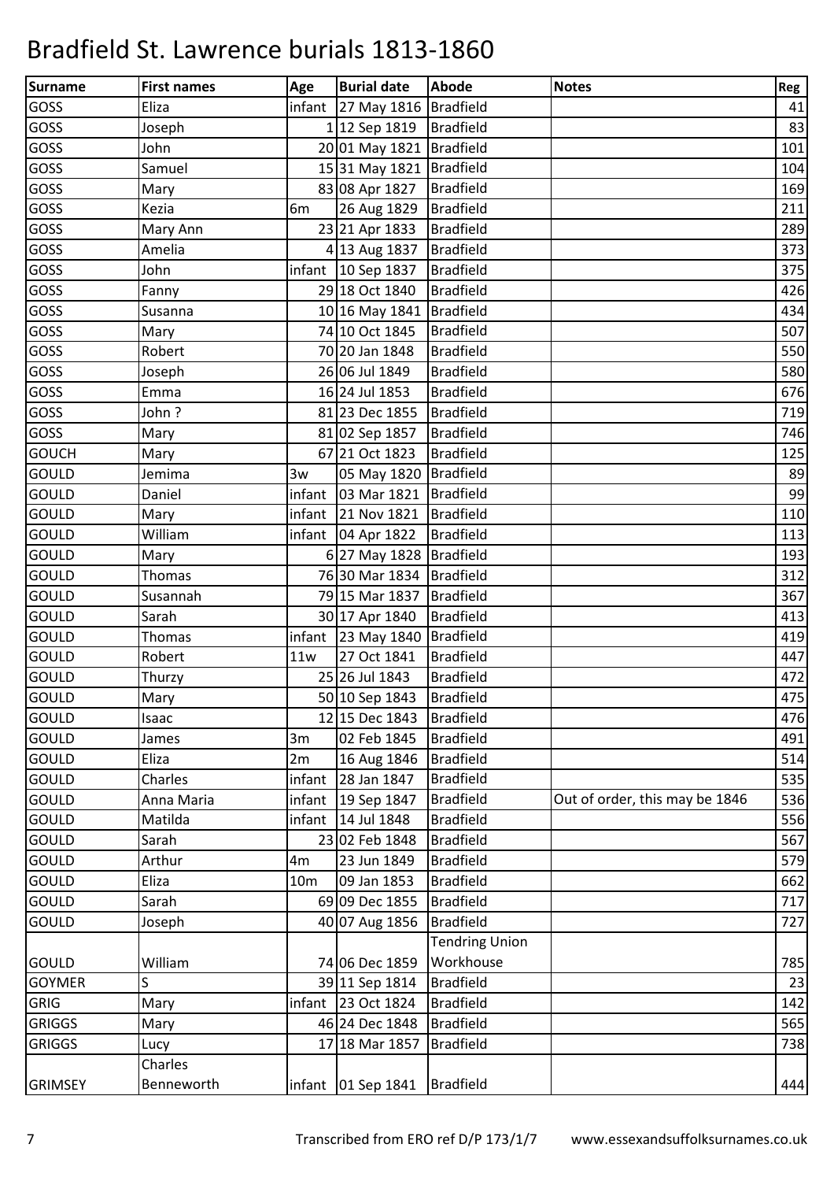# Bradfield St. Lawrence burials 1813-1860

| Surname | First names | Age | Burial date | Abode | Notes | Reg |
|---|---|---|---|---|---|---|
| GOSS | Eliza | infant | 27 May 1816 | Bradfield | | 41 |
| GOSS | Joseph | 1 | 12 Sep 1819 | Bradfield | | 83 |
| GOSS | John | 20 | 01 May 1821 | Bradfield | | 101 |
| GOSS | Samuel | 15 | 31 May 1821 | Bradfield | | 104 |
| GOSS | Mary | 83 | 08 Apr 1827 | Bradfield | | 169 |
| GOSS | Kezia | 6m | 26 Aug 1829 | Bradfield | | 211 |
| GOSS | Mary Ann | 23 | 21 Apr 1833 | Bradfield | | 289 |
| GOSS | Amelia | 4 | 13 Aug 1837 | Bradfield | | 373 |
| GOSS | John | infant | 10 Sep 1837 | Bradfield | | 375 |
| GOSS | Fanny | 29 | 18 Oct 1840 | Bradfield | | 426 |
| GOSS | Susanna | 10 | 16 May 1841 | Bradfield | | 434 |
| GOSS | Mary | 74 | 10 Oct 1845 | Bradfield | | 507 |
| GOSS | Robert | 70 | 20 Jan 1848 | Bradfield | | 550 |
| GOSS | Joseph | 26 | 06 Jul 1849 | Bradfield | | 580 |
| GOSS | Emma | 16 | 24 Jul 1853 | Bradfield | | 676 |
| GOSS | John ? | 81 | 23 Dec 1855 | Bradfield | | 719 |
| GOSS | Mary | 81 | 02 Sep 1857 | Bradfield | | 746 |
| GOUCH | Mary | 67 | 21 Oct 1823 | Bradfield | | 125 |
| GOULD | Jemima | 3w | 05 May 1820 | Bradfield | | 89 |
| GOULD | Daniel | infant | 03 Mar 1821 | Bradfield | | 99 |
| GOULD | Mary | infant | 21 Nov 1821 | Bradfield | | 110 |
| GOULD | William | infant | 04 Apr 1822 | Bradfield | | 113 |
| GOULD | Mary | 6 | 27 May 1828 | Bradfield | | 193 |
| GOULD | Thomas | 76 | 30 Mar 1834 | Bradfield | | 312 |
| GOULD | Susannah | 79 | 15 Mar 1837 | Bradfield | | 367 |
| GOULD | Sarah | 30 | 17 Apr 1840 | Bradfield | | 413 |
| GOULD | Thomas | infant | 23 May 1840 | Bradfield | | 419 |
| GOULD | Robert | 11w | 27 Oct 1841 | Bradfield | | 447 |
| GOULD | Thurzy | 25 | 26 Jul 1843 | Bradfield | | 472 |
| GOULD | Mary | 50 | 10 Sep 1843 | Bradfield | | 475 |
| GOULD | Isaac | 12 | 15 Dec 1843 | Bradfield | | 476 |
| GOULD | James | 3m | 02 Feb 1845 | Bradfield | | 491 |
| GOULD | Eliza | 2m | 16 Aug 1846 | Bradfield | | 514 |
| GOULD | Charles | infant | 28 Jan 1847 | Bradfield | | 535 |
| GOULD | Anna Maria | infant | 19 Sep 1847 | Bradfield | Out of order, this may be 1846 | 536 |
| GOULD | Matilda | infant | 14 Jul 1848 | Bradfield | | 556 |
| GOULD | Sarah | 23 | 02 Feb 1848 | Bradfield | | 567 |
| GOULD | Arthur | 4m | 23 Jun 1849 | Bradfield | | 579 |
| GOULD | Eliza | 10m | 09 Jan 1853 | Bradfield | | 662 |
| GOULD | Sarah | 69 | 09 Dec 1855 | Bradfield | | 717 |
| GOULD | Joseph | 40 | 07 Aug 1856 | Bradfield | | 727 |
| GOULD | William | 74 | 06 Dec 1859 | Tendring Union Workhouse | | 785 |
| GOYMER | S | 39 | 11 Sep 1814 | Bradfield | | 23 |
| GRIG | Mary | infant | 23 Oct 1824 | Bradfield | | 142 |
| GRIGGS | Mary | 46 | 24 Dec 1848 | Bradfield | | 565 |
| GRIGGS | Lucy | 17 | 18 Mar 1857 | Bradfield | | 738 |
| GRIMSEY | Charles Benneworth | infant | 01 Sep 1841 | Bradfield | | 444 |

Transcribed from ERO ref D/P 173/1/7 www.essexandsuffolksurnames.co.uk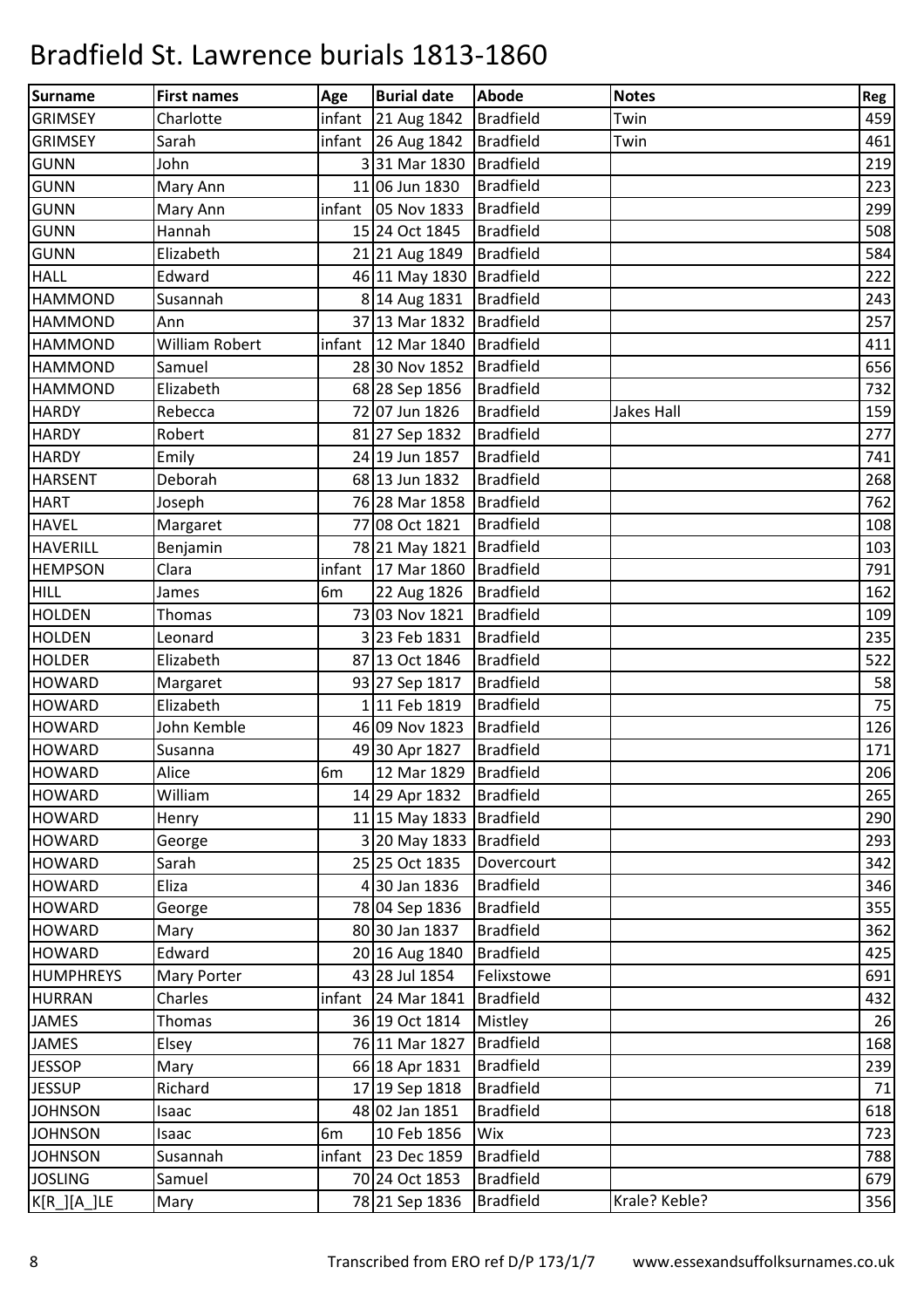# Bradfield St. Lawrence burials 1813-1860

| Surname | First names | Age | Burial date | Abode | Notes | Reg |
|---|---|---|---|---|---|---|
| GRIMSEY | Charlotte | infant | 21 Aug 1842 | Bradfield | Twin | 459 |
| GRIMSEY | Sarah | infant | 26 Aug 1842 | Bradfield | Twin | 461 |
| GUNN | John | 3 | 31 Mar 1830 | Bradfield | | 219 |
| GUNN | Mary Ann | 11 | 06 Jun 1830 | Bradfield | | 223 |
| GUNN | Mary Ann | infant | 05 Nov 1833 | Bradfield | | 299 |
| GUNN | Hannah | 15 | 24 Oct 1845 | Bradfield | | 508 |
| GUNN | Elizabeth | 21 | 21 Aug 1849 | Bradfield | | 584 |
| HALL | Edward | 46 | 11 May 1830 | Bradfield | | 222 |
| HAMMOND | Susannah | 8 | 14 Aug 1831 | Bradfield | | 243 |
| HAMMOND | Ann | 37 | 13 Mar 1832 | Bradfield | | 257 |
| HAMMOND | William Robert | infant | 12 Mar 1840 | Bradfield | | 411 |
| HAMMOND | Samuel | 28 | 30 Nov 1852 | Bradfield | | 656 |
| HAMMOND | Elizabeth | 68 | 28 Sep 1856 | Bradfield | | 732 |
| HARDY | Rebecca | 72 | 07 Jun 1826 | Bradfield | Jakes Hall | 159 |
| HARDY | Robert | 81 | 27 Sep 1832 | Bradfield | | 277 |
| HARDY | Emily | 24 | 19 Jun 1857 | Bradfield | | 741 |
| HARSENT | Deborah | 68 | 13 Jun 1832 | Bradfield | | 268 |
| HART | Joseph | 76 | 28 Mar 1858 | Bradfield | | 762 |
| HAVEL | Margaret | 77 | 08 Oct 1821 | Bradfield | | 108 |
| HAVERILL | Benjamin | 78 | 21 May 1821 | Bradfield | | 103 |
| HEMPSON | Clara | infant | 17 Mar 1860 | Bradfield | | 791 |
| HILL | James | 6m | 22 Aug 1826 | Bradfield | | 162 |
| HOLDEN | Thomas | 73 | 03 Nov 1821 | Bradfield | | 109 |
| HOLDEN | Leonard | 3 | 23 Feb 1831 | Bradfield | | 235 |
| HOLDER | Elizabeth | 87 | 13 Oct 1846 | Bradfield | | 522 |
| HOWARD | Margaret | 93 | 27 Sep 1817 | Bradfield | | 58 |
| HOWARD | Elizabeth | 1 | 11 Feb 1819 | Bradfield | | 75 |
| HOWARD | John Kemble | 46 | 09 Nov 1823 | Bradfield | | 126 |
| HOWARD | Susanna | 49 | 30 Apr 1827 | Bradfield | | 171 |
| HOWARD | Alice | 6m | 12 Mar 1829 | Bradfield | | 206 |
| HOWARD | William | 14 | 29 Apr 1832 | Bradfield | | 265 |
| HOWARD | Henry | 11 | 15 May 1833 | Bradfield | | 290 |
| HOWARD | George | 3 | 20 May 1833 | Bradfield | | 293 |
| HOWARD | Sarah | 25 | 25 Oct 1835 | Dovercourt | | 342 |
| HOWARD | Eliza | 4 | 30 Jan 1836 | Bradfield | | 346 |
| HOWARD | George | 78 | 04 Sep 1836 | Bradfield | | 355 |
| HOWARD | Mary | 80 | 30 Jan 1837 | Bradfield | | 362 |
| HOWARD | Edward | 20 | 16 Aug 1840 | Bradfield | | 425 |
| HUMPHREYS | Mary Porter | 43 | 28 Jul 1854 | Felixstowe | | 691 |
| HURRAN | Charles | infant | 24 Mar 1841 | Bradfield | | 432 |
| JAMES | Thomas | 36 | 19 Oct 1814 | Mistley | | 26 |
| JAMES | Elsey | 76 | 11 Mar 1827 | Bradfield | | 168 |
| JESSOP | Mary | 66 | 18 Apr 1831 | Bradfield | | 239 |
| JESSUP | Richard | 17 | 19 Sep 1818 | Bradfield | | 71 |
| JOHNSON | Isaac | 48 | 02 Jan 1851 | Bradfield | | 618 |
| JOHNSON | Isaac | 6m | 10 Feb 1856 | Wix | | 723 |
| JOHNSON | Susannah | infant | 23 Dec 1859 | Bradfield | | 788 |
| JOSLING | Samuel | 70 | 24 Oct 1853 | Bradfield | | 679 |
| K[R_][A_]LE | Mary | 78 | 21 Sep 1836 | Bradfield | Krale? Keble? | 356 |

Transcribed from ERO ref D/P 173/1/7 www.essexandsuffolksurnames.co.uk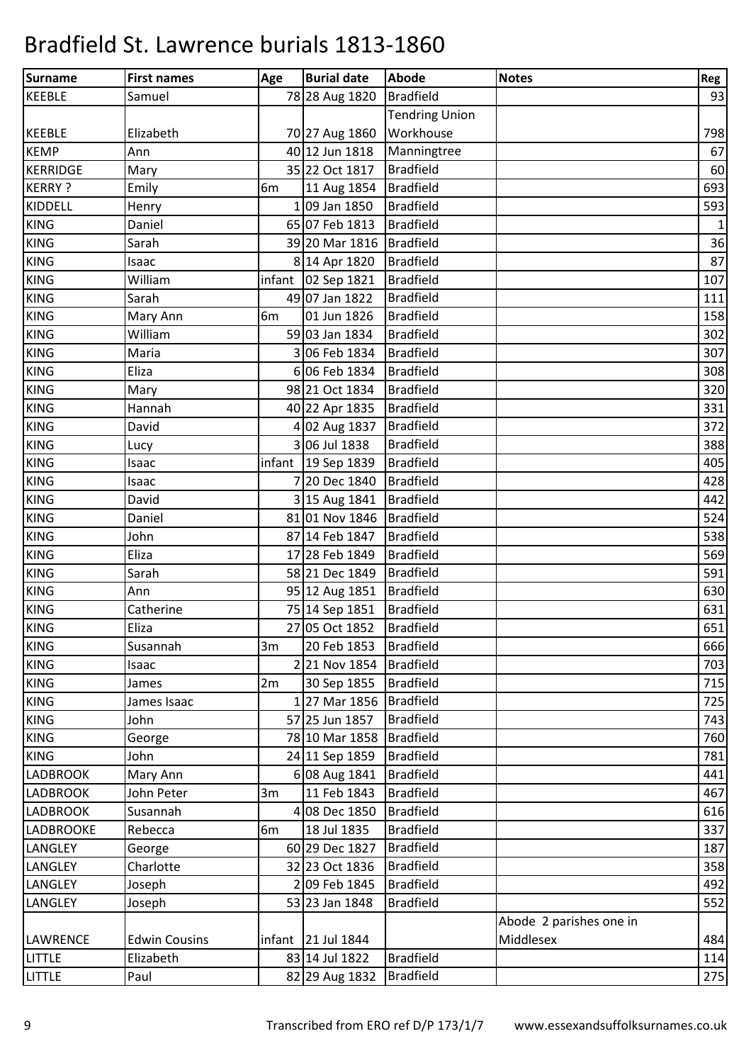# Bradfield St. Lawrence burials 1813-1860

| Surname | First names | Age | Burial date | Abode | Notes | Reg |
|---|---|---|---|---|---|---|
| KEEBLE | Samuel | 78 | 28 Aug 1820 | Bradfield | | 93 |
| KEEBLE | Elizabeth | 70 | 27 Aug 1860 | Tendring Union Workhouse | | 798 |
| KEMP | Ann | 40 | 12 Jun 1818 | Manningtree | | 67 |
| KERRIDGE | Mary | 35 | 22 Oct 1817 | Bradfield | | 60 |
| KERRY ? | Emily | 6m | 11 Aug 1854 | Bradfield | | 693 |
| KIDDELL | Henry | 1 | 09 Jan 1850 | Bradfield | | 593 |
| KING | Daniel | 65 | 07 Feb 1813 | Bradfield | | 1 |
| KING | Sarah | 39 | 20 Mar 1816 | Bradfield | | 36 |
| KING | Isaac | 8 | 14 Apr 1820 | Bradfield | | 87 |
| KING | William | infant | 02 Sep 1821 | Bradfield | | 107 |
| KING | Sarah | 49 | 07 Jan 1822 | Bradfield | | 111 |
| KING | Mary Ann | 6m | 01 Jun 1826 | Bradfield | | 158 |
| KING | William | 59 | 03 Jan 1834 | Bradfield | | 302 |
| KING | Maria | 3 | 06 Feb 1834 | Bradfield | | 307 |
| KING | Eliza | 6 | 06 Feb 1834 | Bradfield | | 308 |
| KING | Mary | 98 | 21 Oct 1834 | Bradfield | | 320 |
| KING | Hannah | 40 | 22 Apr 1835 | Bradfield | | 331 |
| KING | David | 4 | 02 Aug 1837 | Bradfield | | 372 |
| KING | Lucy | 3 | 06 Jul 1838 | Bradfield | | 388 |
| KING | Isaac | infant | 19 Sep 1839 | Bradfield | | 405 |
| KING | Isaac | 7 | 20 Dec 1840 | Bradfield | | 428 |
| KING | David | 3 | 15 Aug 1841 | Bradfield | | 442 |
| KING | Daniel | 81 | 01 Nov 1846 | Bradfield | | 524 |
| KING | John | 87 | 14 Feb 1847 | Bradfield | | 538 |
| KING | Eliza | 17 | 28 Feb 1849 | Bradfield | | 569 |
| KING | Sarah | 58 | 21 Dec 1849 | Bradfield | | 591 |
| KING | Ann | 95 | 12 Aug 1851 | Bradfield | | 630 |
| KING | Catherine | 75 | 14 Sep 1851 | Bradfield | | 631 |
| KING | Eliza | 27 | 05 Oct 1852 | Bradfield | | 651 |
| KING | Susannah | 3m | 20 Feb 1853 | Bradfield | | 666 |
| KING | Isaac | 2 | 21 Nov 1854 | Bradfield | | 703 |
| KING | James | 2m | 30 Sep 1855 | Bradfield | | 715 |
| KING | James Isaac | 1 | 27 Mar 1856 | Bradfield | | 725 |
| KING | John | 57 | 25 Jun 1857 | Bradfield | | 743 |
| KING | George | 78 | 10 Mar 1858 | Bradfield | | 760 |
| KING | John | 24 | 11 Sep 1859 | Bradfield | | 781 |
| LADBROOK | Mary Ann | 6 | 08 Aug 1841 | Bradfield | | 441 |
| LADBROOK | John Peter | 3m | 11 Feb 1843 | Bradfield | | 467 |
| LADBROOK | Susannah | 4 | 08 Dec 1850 | Bradfield | | 616 |
| LADBROOKE | Rebecca | 6m | 18 Jul 1835 | Bradfield | | 337 |
| LANGLEY | George | 60 | 29 Dec 1827 | Bradfield | | 187 |
| LANGLEY | Charlotte | 32 | 23 Oct 1836 | Bradfield | | 358 |
| LANGLEY | Joseph | 2 | 09 Feb 1845 | Bradfield | | 492 |
| LANGLEY | Joseph | 53 | 23 Jan 1848 | Bradfield | | 552 |
| LAWRENCE | Edwin Cousins | infant | 21 Jul 1844 | | Abode 2 parishes one in Middlesex | 484 |
| LITTLE | Elizabeth | 83 | 14 Jul 1822 | Bradfield | | 114 |
| LITTLE | Paul | 82 | 29 Aug 1832 | Bradfield | | 275 |

Transcribed from ERO ref D/P 173/1/7 www.essexandsuffolksurnames.co.uk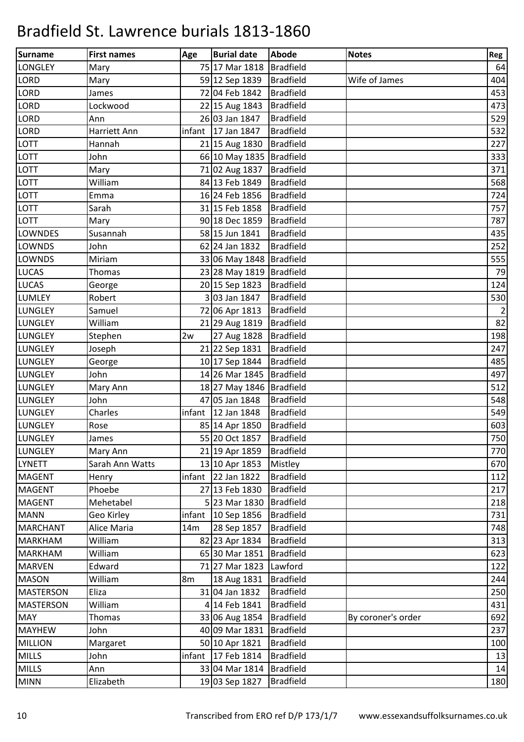# Bradfield St. Lawrence burials 1813-1860

| Surname | First names | Age | Burial date | Abode | Notes | Reg |
|---|---|---|---|---|---|---|
| LONGLEY | Mary | 75 | 17 Mar 1818 | Bradfield | | 64 |
| LORD | Mary | 59 | 12 Sep 1839 | Bradfield | Wife of James | 404 |
| LORD | James | 72 | 04 Feb 1842 | Bradfield | | 453 |
| LORD | Lockwood | 22 | 15 Aug 1843 | Bradfield | | 473 |
| LORD | Ann | 26 | 03 Jan 1847 | Bradfield | | 529 |
| LORD | Harriett Ann | infant | 17 Jan 1847 | Bradfield | | 532 |
| LOTT | Hannah | 21 | 15 Aug 1830 | Bradfield | | 227 |
| LOTT | John | 66 | 10 May 1835 | Bradfield | | 333 |
| LOTT | Mary | 71 | 02 Aug 1837 | Bradfield | | 371 |
| LOTT | William | 84 | 13 Feb 1849 | Bradfield | | 568 |
| LOTT | Emma | 16 | 24 Feb 1856 | Bradfield | | 724 |
| LOTT | Sarah | 31 | 15 Feb 1858 | Bradfield | | 757 |
| LOTT | Mary | 90 | 18 Dec 1859 | Bradfield | | 787 |
| LOWNDES | Susannah | 58 | 15 Jun 1841 | Bradfield | | 435 |
| LOWNDS | John | 62 | 24 Jan 1832 | Bradfield | | 252 |
| LOWNDS | Miriam | 33 | 06 May 1848 | Bradfield | | 555 |
| LUCAS | Thomas | 23 | 28 May 1819 | Bradfield | | 79 |
| LUCAS | George | 20 | 15 Sep 1823 | Bradfield | | 124 |
| LUMLEY | Robert | 3 | 03 Jan 1847 | Bradfield | | 530 |
| LUNGLEY | Samuel | 72 | 06 Apr 1813 | Bradfield | | 2 |
| LUNGLEY | William | 21 | 29 Aug 1819 | Bradfield | | 82 |
| LUNGLEY | Stephen | 2w | 27 Aug 1828 | Bradfield | | 198 |
| LUNGLEY | Joseph | 21 | 22 Sep 1831 | Bradfield | | 247 |
| LUNGLEY | George | 10 | 17 Sep 1844 | Bradfield | | 485 |
| LUNGLEY | John | 14 | 26 Mar 1845 | Bradfield | | 497 |
| LUNGLEY | Mary Ann | 18 | 27 May 1846 | Bradfield | | 512 |
| LUNGLEY | John | 47 | 05 Jan 1848 | Bradfield | | 548 |
| LUNGLEY | Charles | infant | 12 Jan 1848 | Bradfield | | 549 |
| LUNGLEY | Rose | 85 | 14 Apr 1850 | Bradfield | | 603 |
| LUNGLEY | James | 55 | 20 Oct 1857 | Bradfield | | 750 |
| LUNGLEY | Mary Ann | 21 | 19 Apr 1859 | Bradfield | | 770 |
| LYNETT | Sarah Ann Watts | 13 | 10 Apr 1853 | Mistley | | 670 |
| MAGENT | Henry | infant | 22 Jan 1822 | Bradfield | | 112 |
| MAGENT | Phoebe | 27 | 13 Feb 1830 | Bradfield | | 217 |
| MAGENT | Mehetabel | 5 | 23 Mar 1830 | Bradfield | | 218 |
| MANN | Geo Kirley | infant | 10 Sep 1856 | Bradfield | | 731 |
| MARCHANT | Alice Maria | 14m | 28 Sep 1857 | Bradfield | | 748 |
| MARKHAM | William | 82 | 23 Apr 1834 | Bradfield | | 313 |
| MARKHAM | William | 65 | 30 Mar 1851 | Bradfield | | 623 |
| MARVEN | Edward | 71 | 27 Mar 1823 | Lawford | | 122 |
| MASON | William | 8m | 18 Aug 1831 | Bradfield | | 244 |
| MASTERSON | Eliza | 31 | 04 Jan 1832 | Bradfield | | 250 |
| MASTERSON | William | 4 | 14 Feb 1841 | Bradfield | | 431 |
| MAY | Thomas | 33 | 06 Aug 1854 | Bradfield | By coroner's order | 692 |
| MAYHEW | John | 40 | 09 Mar 1831 | Bradfield | | 237 |
| MILLION | Margaret | 50 | 10 Apr 1821 | Bradfield | | 100 |
| MILLS | John | infant | 17 Feb 1814 | Bradfield | | 13 |
| MILLS | Ann | 33 | 04 Mar 1814 | Bradfield | | 14 |
| MINN | Elizabeth | 19 | 03 Sep 1827 | Bradfield | | 180 |

Transcribed from ERO ref D/P 173/1/7 www.essexandsuffolksurnames.co.uk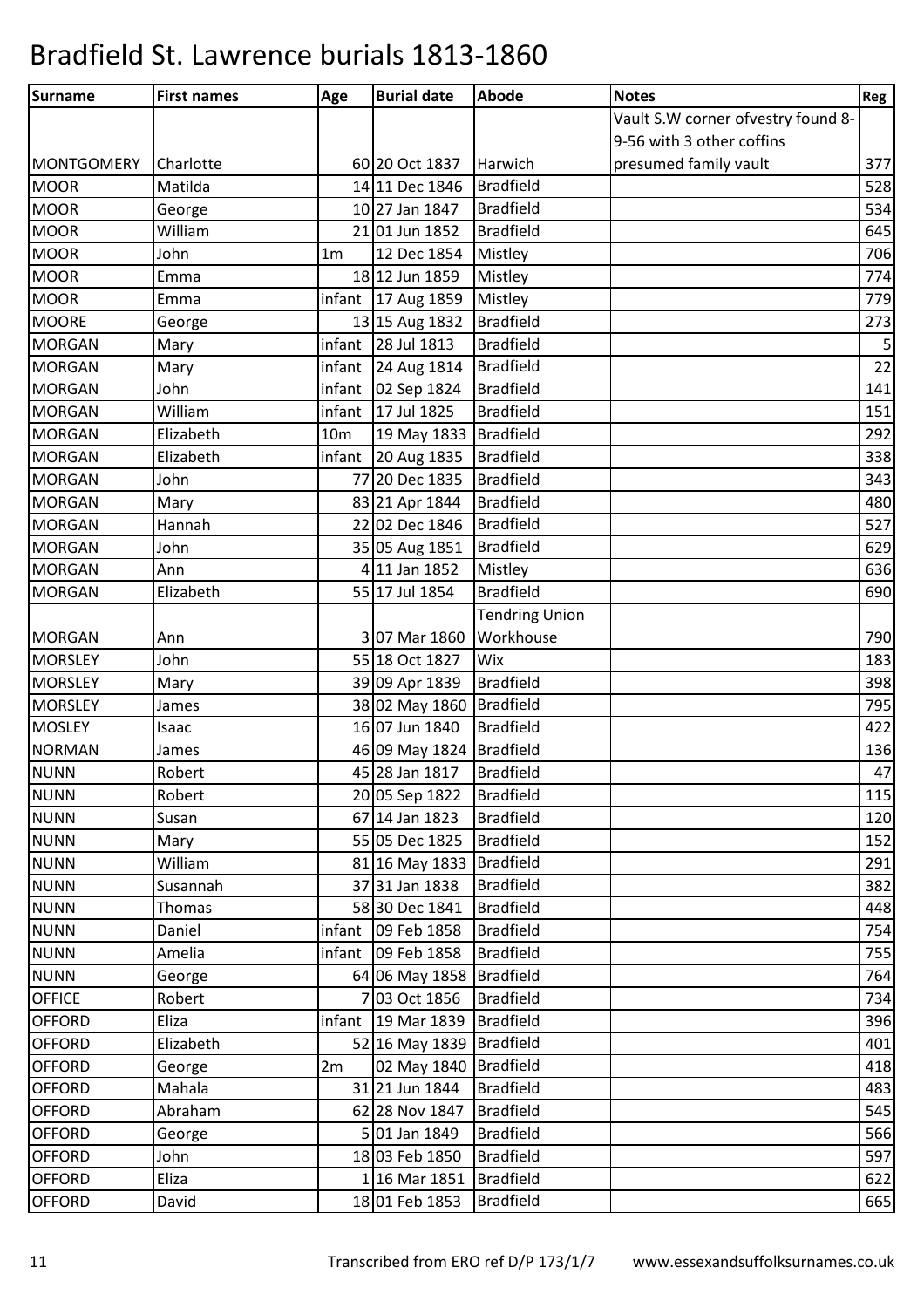# Bradfield St. Lawrence burials 1813-1860

| Surname | First names | Age | Burial date | Abode | Notes | Reg |
|---|---|---|---|---|---|---|
| MONTGOMERY | Charlotte | 60 | 20 Oct 1837 | Harwich | Vault S.W corner ofvestry found 8-9-56 with 3 other coffins presumed family vault | 377 |
| MOOR | Matilda | 14 | 11 Dec 1846 | Bradfield | | 528 |
| MOOR | George | 10 | 27 Jan 1847 | Bradfield | | 534 |
| MOOR | William | 21 | 01 Jun 1852 | Bradfield | | 645 |
| MOOR | John | 1m | 12 Dec 1854 | Mistley | | 706 |
| MOOR | Emma | 18 | 12 Jun 1859 | Mistley | | 774 |
| MOOR | Emma | infant | 17 Aug 1859 | Mistley | | 779 |
| MOORE | George | 13 | 15 Aug 1832 | Bradfield | | 273 |
| MORGAN | Mary | infant | 28 Jul 1813 | Bradfield | | 5 |
| MORGAN | Mary | infant | 24 Aug 1814 | Bradfield | | 22 |
| MORGAN | John | infant | 02 Sep 1824 | Bradfield | | 141 |
| MORGAN | William | infant | 17 Jul 1825 | Bradfield | | 151 |
| MORGAN | Elizabeth | 10m | 19 May 1833 | Bradfield | | 292 |
| MORGAN | Elizabeth | infant | 20 Aug 1835 | Bradfield | | 338 |
| MORGAN | John | 77 | 20 Dec 1835 | Bradfield | | 343 |
| MORGAN | Mary | 83 | 21 Apr 1844 | Bradfield | | 480 |
| MORGAN | Hannah | 22 | 02 Dec 1846 | Bradfield | | 527 |
| MORGAN | John | 35 | 05 Aug 1851 | Bradfield | | 629 |
| MORGAN | Ann | 4 | 11 Jan 1852 | Mistley | | 636 |
| MORGAN | Elizabeth | 55 | 17 Jul 1854 | Bradfield | | 690 |
| MORGAN | Ann | 3 | 07 Mar 1860 | Tendring Union Workhouse | | 790 |
| MORSLEY | John | 55 | 18 Oct 1827 | Wix | | 183 |
| MORSLEY | Mary | 39 | 09 Apr 1839 | Bradfield | | 398 |
| MORSLEY | James | 38 | 02 May 1860 | Bradfield | | 795 |
| MOSLEY | Isaac | 16 | 07 Jun 1840 | Bradfield | | 422 |
| NORMAN | James | 46 | 09 May 1824 | Bradfield | | 136 |
| NUNN | Robert | 45 | 28 Jan 1817 | Bradfield | | 47 |
| NUNN | Robert | 20 | 05 Sep 1822 | Bradfield | | 115 |
| NUNN | Susan | 67 | 14 Jan 1823 | Bradfield | | 120 |
| NUNN | Mary | 55 | 05 Dec 1825 | Bradfield | | 152 |
| NUNN | William | 81 | 16 May 1833 | Bradfield | | 291 |
| NUNN | Susannah | 37 | 31 Jan 1838 | Bradfield | | 382 |
| NUNN | Thomas | 58 | 30 Dec 1841 | Bradfield | | 448 |
| NUNN | Daniel | infant | 09 Feb 1858 | Bradfield | | 754 |
| NUNN | Amelia | infant | 09 Feb 1858 | Bradfield | | 755 |
| NUNN | George | 64 | 06 May 1858 | Bradfield | | 764 |
| OFFICE | Robert | 7 | 03 Oct 1856 | Bradfield | | 734 |
| OFFORD | Eliza | infant | 19 Mar 1839 | Bradfield | | 396 |
| OFFORD | Elizabeth | 52 | 16 May 1839 | Bradfield | | 401 |
| OFFORD | George | 2m | 02 May 1840 | Bradfield | | 418 |
| OFFORD | Mahala | 31 | 21 Jun 1844 | Bradfield | | 483 |
| OFFORD | Abraham | 62 | 28 Nov 1847 | Bradfield | | 545 |
| OFFORD | George | 5 | 01 Jan 1849 | Bradfield | | 566 |
| OFFORD | John | 18 | 03 Feb 1850 | Bradfield | | 597 |
| OFFORD | Eliza | 1 | 16 Mar 1851 | Bradfield | | 622 |
| OFFORD | David | 18 | 01 Feb 1853 | Bradfield | | 665 |

Transcribed from ERO ref D/P 173/1/7 www.essexandsuffolksurnames.co.uk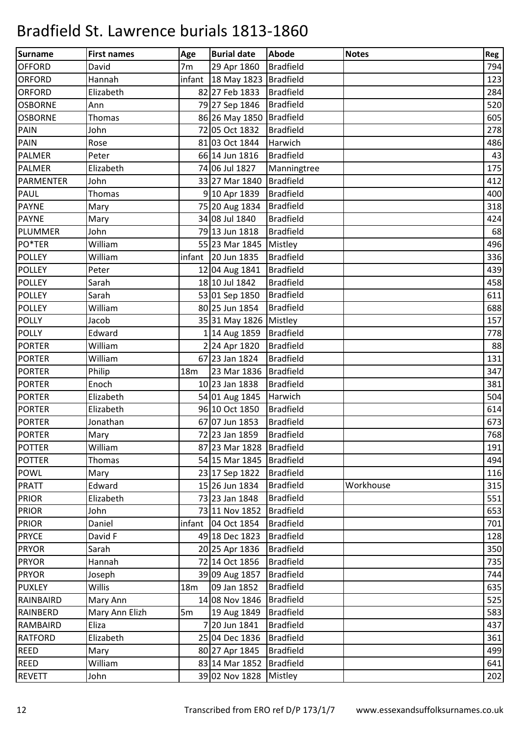# Bradfield St. Lawrence burials 1813-1860

| Surname | First names | Age | Burial date | Abode | Notes | Reg |
|---|---|---|---|---|---|---|
| OFFORD | David | 7m | 29 Apr 1860 | Bradfield | | 794 |
| ORFORD | Hannah | infant | 18 May 1823 | Bradfield | | 123 |
| ORFORD | Elizabeth | 82 | 27 Feb 1833 | Bradfield | | 284 |
| OSBORNE | Ann | 79 | 27 Sep 1846 | Bradfield | | 520 |
| OSBORNE | Thomas | 86 | 26 May 1850 | Bradfield | | 605 |
| PAIN | John | 72 | 05 Oct 1832 | Bradfield | | 278 |
| PAIN | Rose | 81 | 03 Oct 1844 | Harwich | | 486 |
| PALMER | Peter | 66 | 14 Jun 1816 | Bradfield | | 43 |
| PALMER | Elizabeth | 74 | 06 Jul 1827 | Manningtree | | 175 |
| PARMENTER | John | 33 | 27 Mar 1840 | Bradfield | | 412 |
| PAUL | Thomas | 9 | 10 Apr 1839 | Bradfield | | 400 |
| PAYNE | Mary | 75 | 20 Aug 1834 | Bradfield | | 318 |
| PAYNE | Mary | 34 | 08 Jul 1840 | Bradfield | | 424 |
| PLUMMER | John | 79 | 13 Jun 1818 | Bradfield | | 68 |
| PO*TER | William | 55 | 23 Mar 1845 | Mistley | | 496 |
| POLLEY | William | infant | 20 Jun 1835 | Bradfield | | 336 |
| POLLEY | Peter | 12 | 04 Aug 1841 | Bradfield | | 439 |
| POLLEY | Sarah | 18 | 10 Jul 1842 | Bradfield | | 458 |
| POLLEY | Sarah | 53 | 01 Sep 1850 | Bradfield | | 611 |
| POLLEY | William | 80 | 25 Jun 1854 | Bradfield | | 688 |
| POLLY | Jacob | 35 | 31 May 1826 | Mistley | | 157 |
| POLLY | Edward | 1 | 14 Aug 1859 | Bradfield | | 778 |
| PORTER | William | 2 | 24 Apr 1820 | Bradfield | | 88 |
| PORTER | William | 67 | 23 Jan 1824 | Bradfield | | 131 |
| PORTER | Philip | 18m | 23 Mar 1836 | Bradfield | | 347 |
| PORTER | Enoch | 10 | 23 Jan 1838 | Bradfield | | 381 |
| PORTER | Elizabeth | 54 | 01 Aug 1845 | Harwich | | 504 |
| PORTER | Elizabeth | 96 | 10 Oct 1850 | Bradfield | | 614 |
| PORTER | Jonathan | 67 | 07 Jun 1853 | Bradfield | | 673 |
| PORTER | Mary | 72 | 23 Jan 1859 | Bradfield | | 768 |
| POTTER | William | 87 | 23 Mar 1828 | Bradfield | | 191 |
| POTTER | Thomas | 54 | 15 Mar 1845 | Bradfield | | 494 |
| POWL | Mary | 23 | 17 Sep 1822 | Bradfield | | 116 |
| PRATT | Edward | 15 | 26 Jun 1834 | Bradfield | Workhouse | 315 |
| PRIOR | Elizabeth | 73 | 23 Jan 1848 | Bradfield | | 551 |
| PRIOR | John | 73 | 11 Nov 1852 | Bradfield | | 653 |
| PRIOR | Daniel | infant | 04 Oct 1854 | Bradfield | | 701 |
| PRYCE | David F | 49 | 18 Dec 1823 | Bradfield | | 128 |
| PRYOR | Sarah | 20 | 25 Apr 1836 | Bradfield | | 350 |
| PRYOR | Hannah | 72 | 14 Oct 1856 | Bradfield | | 735 |
| PRYOR | Joseph | 39 | 09 Aug 1857 | Bradfield | | 744 |
| PUXLEY | Willis | 18m | 09 Jan 1852 | Bradfield | | 635 |
| RAINBAIRD | Mary Ann | 14 | 08 Nov 1846 | Bradfield | | 525 |
| RAINBERD | Mary Ann Elizh | 5m | 19 Aug 1849 | Bradfield | | 583 |
| RAMBAIRD | Eliza | 7 | 20 Jun 1841 | Bradfield | | 437 |
| RATFORD | Elizabeth | 25 | 04 Dec 1836 | Bradfield | | 361 |
| REED | Mary | 80 | 27 Apr 1845 | Bradfield | | 499 |
| REED | William | 83 | 14 Mar 1852 | Bradfield | | 641 |
| REVETT | John | 39 | 02 Nov 1828 | Mistley | | 202 |

Transcribed from ERO ref D/P 173/1/7 www.essexandsuffolksurnames.co.uk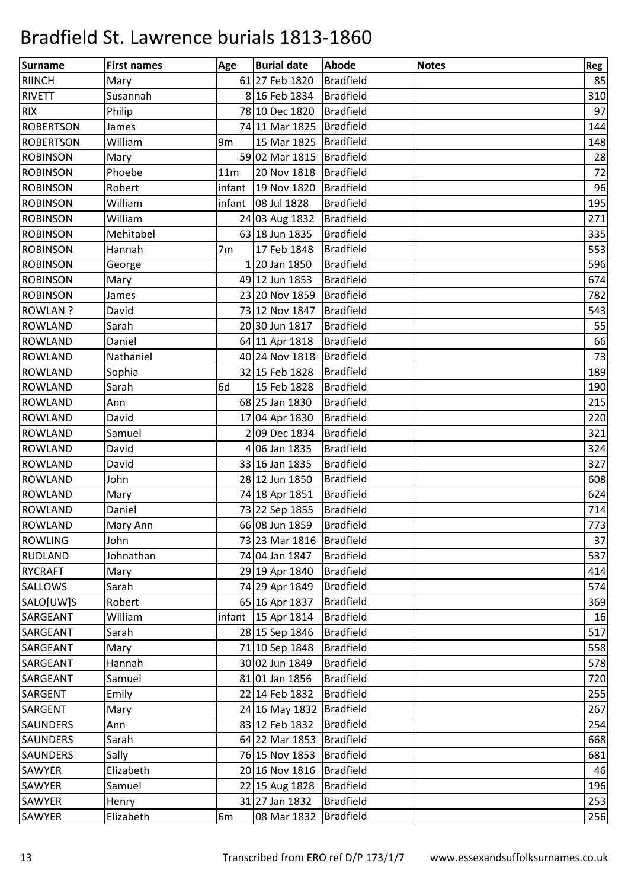# Bradfield St. Lawrence burials 1813-1860

| Surname | First names | Age | Burial date | Abode | Notes | Reg |
|---|---|---|---|---|---|---|
| RIINCH | Mary | 61 | 27 Feb 1820 | Bradfield | | 85 |
| RIVETT | Susannah | 8 | 16 Feb 1834 | Bradfield | | 310 |
| RIX | Philip | 78 | 10 Dec 1820 | Bradfield | | 97 |
| ROBERTSON | James | 74 | 11 Mar 1825 | Bradfield | | 144 |
| ROBERTSON | William | 9m | 15 Mar 1825 | Bradfield | | 148 |
| ROBINSON | Mary | 59 | 02 Mar 1815 | Bradfield | | 28 |
| ROBINSON | Phoebe | 11m | 20 Nov 1818 | Bradfield | | 72 |
| ROBINSON | Robert | infant | 19 Nov 1820 | Bradfield | | 96 |
| ROBINSON | William | infant | 08 Jul 1828 | Bradfield | | 195 |
| ROBINSON | William | 24 | 03 Aug 1832 | Bradfield | | 271 |
| ROBINSON | Mehitabel | 63 | 18 Jun 1835 | Bradfield | | 335 |
| ROBINSON | Hannah | 7m | 17 Feb 1848 | Bradfield | | 553 |
| ROBINSON | George | 1 | 20 Jan 1850 | Bradfield | | 596 |
| ROBINSON | Mary | 49 | 12 Jun 1853 | Bradfield | | 674 |
| ROBINSON | James | 23 | 20 Nov 1859 | Bradfield | | 782 |
| ROWLAN ? | David | 73 | 12 Nov 1847 | Bradfield | | 543 |
| ROWLAND | Sarah | 20 | 30 Jun 1817 | Bradfield | | 55 |
| ROWLAND | Daniel | 64 | 11 Apr 1818 | Bradfield | | 66 |
| ROWLAND | Nathaniel | 40 | 24 Nov 1818 | Bradfield | | 73 |
| ROWLAND | Sophia | 32 | 15 Feb 1828 | Bradfield | | 189 |
| ROWLAND | Sarah | 6d | 15 Feb 1828 | Bradfield | | 190 |
| ROWLAND | Ann | 68 | 25 Jan 1830 | Bradfield | | 215 |
| ROWLAND | David | 17 | 04 Apr 1830 | Bradfield | | 220 |
| ROWLAND | Samuel | 2 | 09 Dec 1834 | Bradfield | | 321 |
| ROWLAND | David | 4 | 06 Jan 1835 | Bradfield | | 324 |
| ROWLAND | David | 33 | 16 Jan 1835 | Bradfield | | 327 |
| ROWLAND | John | 28 | 12 Jun 1850 | Bradfield | | 608 |
| ROWLAND | Mary | 74 | 18 Apr 1851 | Bradfield | | 624 |
| ROWLAND | Daniel | 73 | 22 Sep 1855 | Bradfield | | 714 |
| ROWLAND | Mary Ann | 66 | 08 Jun 1859 | Bradfield | | 773 |
| ROWLING | John | 73 | 23 Mar 1816 | Bradfield | | 37 |
| RUDLAND | Johnathan | 74 | 04 Jan 1847 | Bradfield | | 537 |
| RYCRAFT | Mary | 29 | 19 Apr 1840 | Bradfield | | 414 |
| SALLOWS | Sarah | 74 | 29 Apr 1849 | Bradfield | | 574 |
| SALO[UW]S | Robert | 65 | 16 Apr 1837 | Bradfield | | 369 |
| SARGEANT | William | infant | 15 Apr 1814 | Bradfield | | 16 |
| SARGEANT | Sarah | 28 | 15 Sep 1846 | Bradfield | | 517 |
| SARGEANT | Mary | 71 | 10 Sep 1848 | Bradfield | | 558 |
| SARGEANT | Hannah | 30 | 02 Jun 1849 | Bradfield | | 578 |
| SARGEANT | Samuel | 81 | 01 Jan 1856 | Bradfield | | 720 |
| SARGENT | Emily | 22 | 14 Feb 1832 | Bradfield | | 255 |
| SARGENT | Mary | 24 | 16 May 1832 | Bradfield | | 267 |
| SAUNDERS | Ann | 83 | 12 Feb 1832 | Bradfield | | 254 |
| SAUNDERS | Sarah | 64 | 22 Mar 1853 | Bradfield | | 668 |
| SAUNDERS | Sally | 76 | 15 Nov 1853 | Bradfield | | 681 |
| SAWYER | Elizabeth | 20 | 16 Nov 1816 | Bradfield | | 46 |
| SAWYER | Samuel | 22 | 15 Aug 1828 | Bradfield | | 196 |
| SAWYER | Henry | 31 | 27 Jan 1832 | Bradfield | | 253 |
| SAWYER | Elizabeth | 6m | 08 Mar 1832 | Bradfield | | 256 |

Transcribed from ERO ref D/P 173/1/7 www.essexandsuffolksurnames.co.uk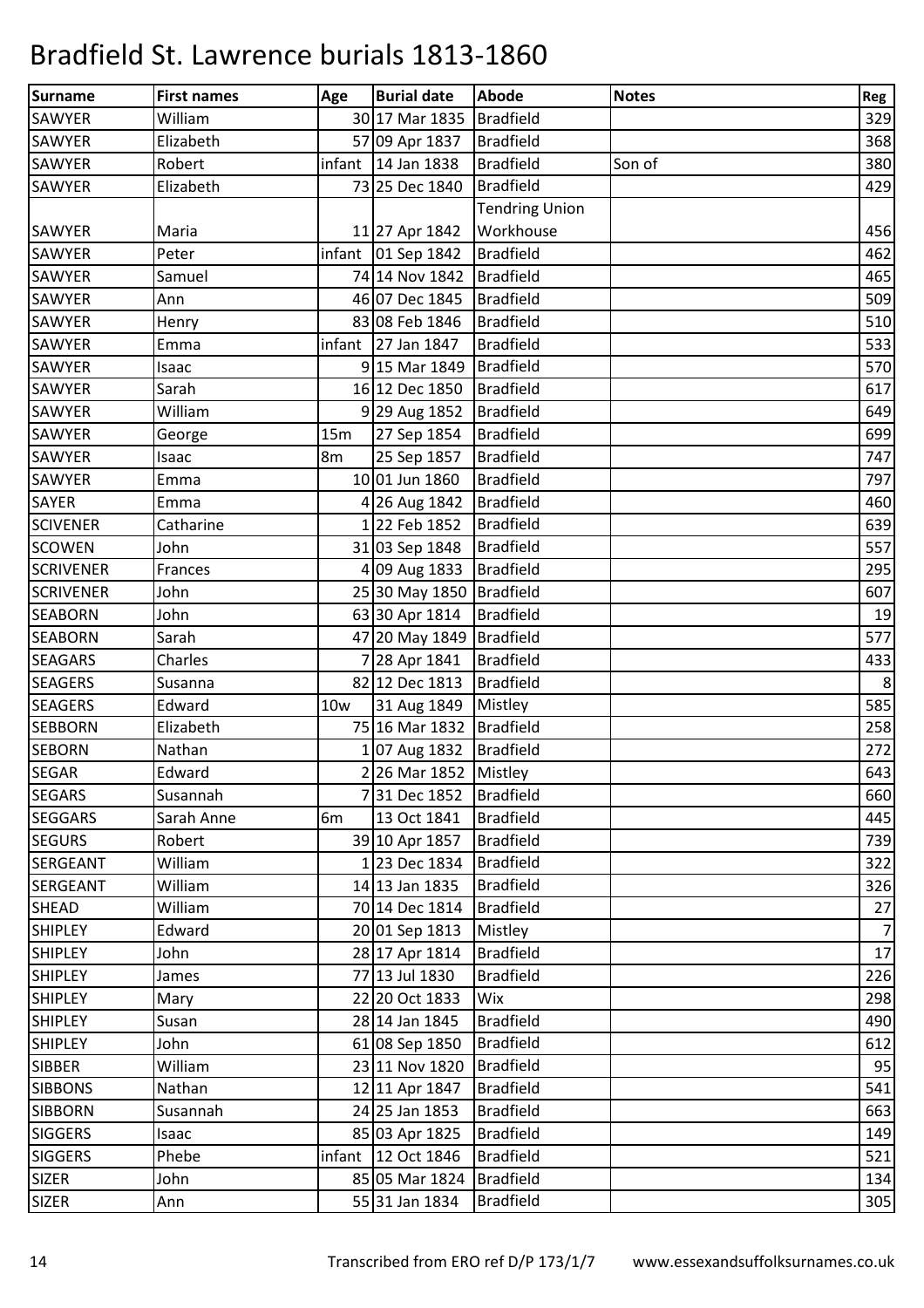# Bradfield St. Lawrence burials 1813-1860

| Surname | First names | Age | Burial date | Abode | Notes | Reg |
|---|---|---|---|---|---|---|
| SAWYER | William | 30 | 17 Mar 1835 | Bradfield | | 329 |
| SAWYER | Elizabeth | 57 | 09 Apr 1837 | Bradfield | | 368 |
| SAWYER | Robert | infant | 14 Jan 1838 | Bradfield | Son of | 380 |
| SAWYER | Elizabeth | 73 | 25 Dec 1840 | Bradfield | | 429 |
| SAWYER | Maria | 11 | 27 Apr 1842 | Tendring Union Workhouse | | 456 |
| SAWYER | Peter | infant | 01 Sep 1842 | Bradfield | | 462 |
| SAWYER | Samuel | 74 | 14 Nov 1842 | Bradfield | | 465 |
| SAWYER | Ann | 46 | 07 Dec 1845 | Bradfield | | 509 |
| SAWYER | Henry | 83 | 08 Feb 1846 | Bradfield | | 510 |
| SAWYER | Emma | infant | 27 Jan 1847 | Bradfield | | 533 |
| SAWYER | Isaac | 9 | 15 Mar 1849 | Bradfield | | 570 |
| SAWYER | Sarah | 16 | 12 Dec 1850 | Bradfield | | 617 |
| SAWYER | William | 9 | 29 Aug 1852 | Bradfield | | 649 |
| SAWYER | George | 15m | 27 Sep 1854 | Bradfield | | 699 |
| SAWYER | Isaac | 8m | 25 Sep 1857 | Bradfield | | 747 |
| SAWYER | Emma | 10 | 01 Jun 1860 | Bradfield | | 797 |
| SAYER | Emma | 4 | 26 Aug 1842 | Bradfield | | 460 |
| SCIVENER | Catharine | 1 | 22 Feb 1852 | Bradfield | | 639 |
| SCOWEN | John | 31 | 03 Sep 1848 | Bradfield | | 557 |
| SCRIVENER | Frances | 4 | 09 Aug 1833 | Bradfield | | 295 |
| SCRIVENER | John | 25 | 30 May 1850 | Bradfield | | 607 |
| SEABORN | John | 63 | 30 Apr 1814 | Bradfield | | 19 |
| SEABORN | Sarah | 47 | 20 May 1849 | Bradfield | | 577 |
| SEAGARS | Charles | 7 | 28 Apr 1841 | Bradfield | | 433 |
| SEAGERS | Susanna | 82 | 12 Dec 1813 | Bradfield | | 8 |
| SEAGERS | Edward | 10w | 31 Aug 1849 | Mistley | | 585 |
| SEBBORN | Elizabeth | 75 | 16 Mar 1832 | Bradfield | | 258 |
| SEBORN | Nathan | 1 | 07 Aug 1832 | Bradfield | | 272 |
| SEGAR | Edward | 2 | 26 Mar 1852 | Mistley | | 643 |
| SEGARS | Susannah | 7 | 31 Dec 1852 | Bradfield | | 660 |
| SEGGARS | Sarah Anne | 6m | 13 Oct 1841 | Bradfield | | 445 |
| SEGURS | Robert | 39 | 10 Apr 1857 | Bradfield | | 739 |
| SERGEANT | William | 1 | 23 Dec 1834 | Bradfield | | 322 |
| SERGEANT | William | 14 | 13 Jan 1835 | Bradfield | | 326 |
| SHEAD | William | 70 | 14 Dec 1814 | Bradfield | | 27 |
| SHIPLEY | Edward | 20 | 01 Sep 1813 | Mistley | | 7 |
| SHIPLEY | John | 28 | 17 Apr 1814 | Bradfield | | 17 |
| SHIPLEY | James | 77 | 13 Jul 1830 | Bradfield | | 226 |
| SHIPLEY | Mary | 22 | 20 Oct 1833 | Wix | | 298 |
| SHIPLEY | Susan | 28 | 14 Jan 1845 | Bradfield | | 490 |
| SHIPLEY | John | 61 | 08 Sep 1850 | Bradfield | | 612 |
| SIBBER | William | 23 | 11 Nov 1820 | Bradfield | | 95 |
| SIBBONS | Nathan | 12 | 11 Apr 1847 | Bradfield | | 541 |
| SIBBORN | Susannah | 24 | 25 Jan 1853 | Bradfield | | 663 |
| SIGGERS | Isaac | 85 | 03 Apr 1825 | Bradfield | | 149 |
| SIGGERS | Phebe | infant | 12 Oct 1846 | Bradfield | | 521 |
| SIZER | John | 85 | 05 Mar 1824 | Bradfield | | 134 |
| SIZER | Ann | 55 | 31 Jan 1834 | Bradfield | | 305 |

Transcribed from ERO ref D/P 173/1/7 www.essexandsuffolksurnames.co.uk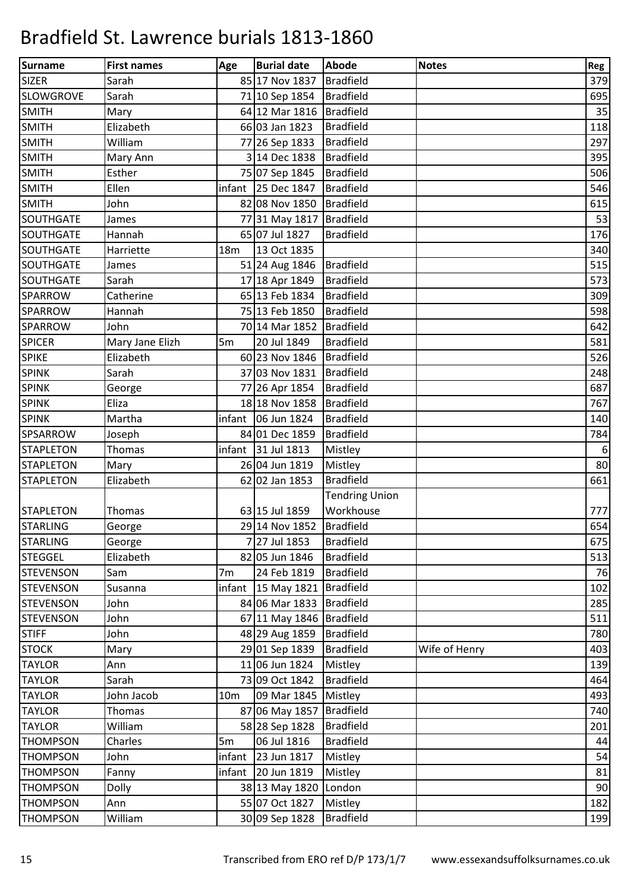# Bradfield St. Lawrence burials 1813-1860

| Surname | First names | Age | Burial date | Abode | Notes | Reg |
|---|---|---|---|---|---|---|
| SIZER | Sarah | 85 | 17 Nov 1837 | Bradfield | | 379 |
| SLOWGROVE | Sarah | 71 | 10 Sep 1854 | Bradfield | | 695 |
| SMITH | Mary | 64 | 12 Mar 1816 | Bradfield | | 35 |
| SMITH | Elizabeth | 66 | 03 Jan 1823 | Bradfield | | 118 |
| SMITH | William | 77 | 26 Sep 1833 | Bradfield | | 297 |
| SMITH | Mary Ann | 3 | 14 Dec 1838 | Bradfield | | 395 |
| SMITH | Esther | 75 | 07 Sep 1845 | Bradfield | | 506 |
| SMITH | Ellen | infant | 25 Dec 1847 | Bradfield | | 546 |
| SMITH | John | 82 | 08 Nov 1850 | Bradfield | | 615 |
| SOUTHGATE | James | 77 | 31 May 1817 | Bradfield | | 53 |
| SOUTHGATE | Hannah | 65 | 07 Jul 1827 | Bradfield | | 176 |
| SOUTHGATE | Harriette | 18m | 13 Oct 1835 | | | 340 |
| SOUTHGATE | James | 51 | 24 Aug 1846 | Bradfield | | 515 |
| SOUTHGATE | Sarah | 17 | 18 Apr 1849 | Bradfield | | 573 |
| SPARROW | Catherine | 65 | 13 Feb 1834 | Bradfield | | 309 |
| SPARROW | Hannah | 75 | 13 Feb 1850 | Bradfield | | 598 |
| SPARROW | John | 70 | 14 Mar 1852 | Bradfield | | 642 |
| SPICER | Mary Jane Elizh | 5m | 20 Jul 1849 | Bradfield | | 581 |
| SPIKE | Elizabeth | 60 | 23 Nov 1846 | Bradfield | | 526 |
| SPINK | Sarah | 37 | 03 Nov 1831 | Bradfield | | 248 |
| SPINK | George | 77 | 26 Apr 1854 | Bradfield | | 687 |
| SPINK | Eliza | 18 | 18 Nov 1858 | Bradfield | | 767 |
| SPINK | Martha | infant | 06 Jun 1824 | Bradfield | | 140 |
| SPSARROW | Joseph | 84 | 01 Dec 1859 | Bradfield | | 784 |
| STAPLETON | Thomas | infant | 31 Jul 1813 | Mistley | | 6 |
| STAPLETON | Mary | 26 | 04 Jun 1819 | Mistley | | 80 |
| STAPLETON | Elizabeth | 62 | 02 Jan 1853 | Bradfield | | 661 |
| STAPLETON | Thomas | 63 | 15 Jul 1859 | Tendring Union Workhouse | | 777 |
| STARLING | George | 29 | 14 Nov 1852 | Bradfield | | 654 |
| STARLING | George | 7 | 27 Jul 1853 | Bradfield | | 675 |
| STEGGEL | Elizabeth | 82 | 05 Jun 1846 | Bradfield | | 513 |
| STEVENSON | Sam | 7m | 24 Feb 1819 | Bradfield | | 76 |
| STEVENSON | Susanna | infant | 15 May 1821 | Bradfield | | 102 |
| STEVENSON | John | 84 | 06 Mar 1833 | Bradfield | | 285 |
| STEVENSON | John | 67 | 11 May 1846 | Bradfield | | 511 |
| STIFF | John | 48 | 29 Aug 1859 | Bradfield | | 780 |
| STOCK | Mary | 29 | 01 Sep 1839 | Bradfield | Wife of Henry | 403 |
| TAYLOR | Ann | 11 | 06 Jun 1824 | Mistley | | 139 |
| TAYLOR | Sarah | 73 | 09 Oct 1842 | Bradfield | | 464 |
| TAYLOR | John Jacob | 10m | 09 Mar 1845 | Mistley | | 493 |
| TAYLOR | Thomas | 87 | 06 May 1857 | Bradfield | | 740 |
| TAYLOR | William | 58 | 28 Sep 1828 | Bradfield | | 201 |
| THOMPSON | Charles | 5m | 06 Jul 1816 | Bradfield | | 44 |
| THOMPSON | John | infant | 23 Jun 1817 | Mistley | | 54 |
| THOMPSON | Fanny | infant | 20 Jun 1819 | Mistley | | 81 |
| THOMPSON | Dolly | 38 | 13 May 1820 | London | | 90 |
| THOMPSON | Ann | 55 | 07 Oct 1827 | Mistley | | 182 |
| THOMPSON | William | 30 | 09 Sep 1828 | Bradfield | | 199 |

Transcribed from ERO ref D/P 173/1/7    www.essexandsuffolksurnames.co.uk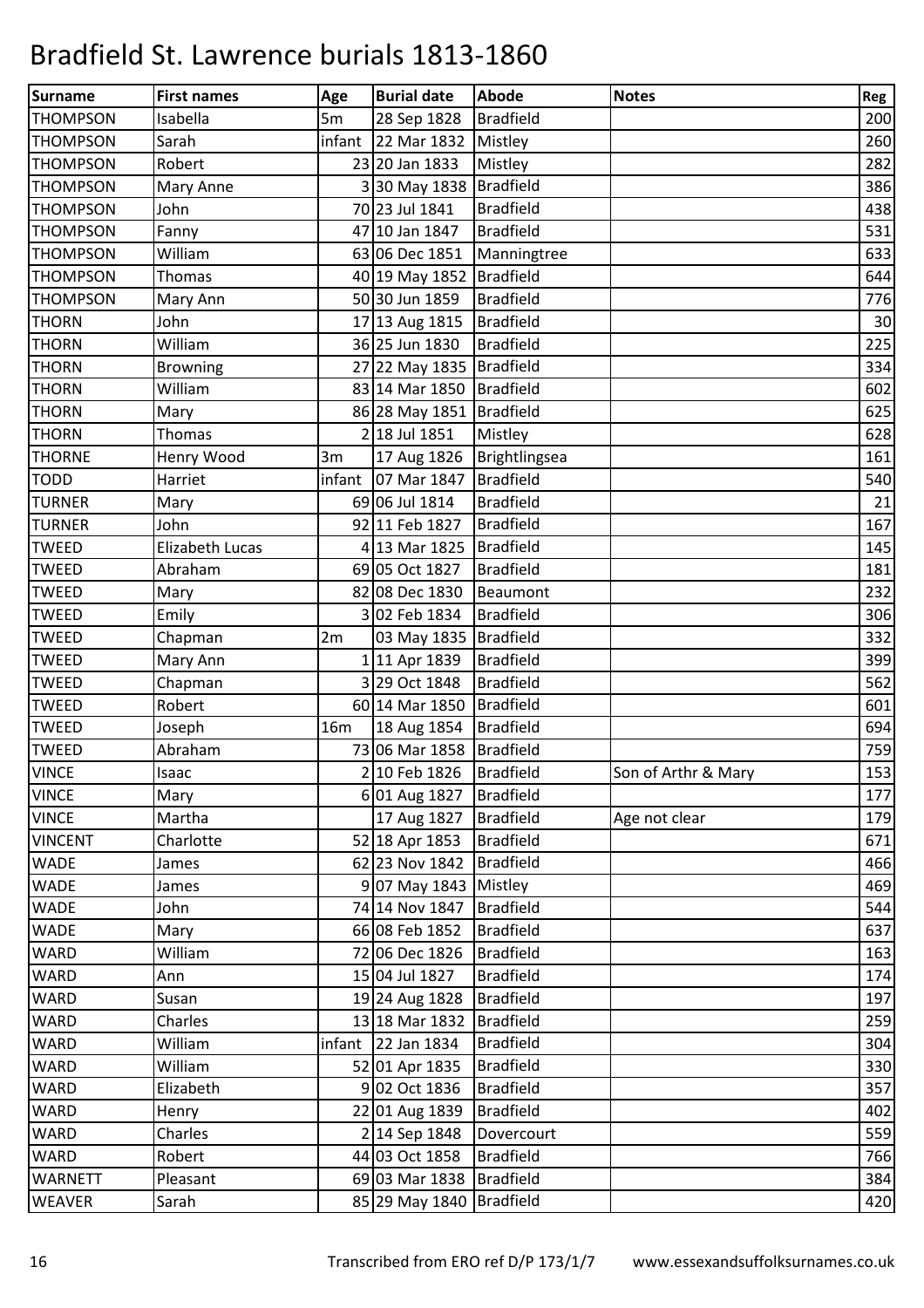# Bradfield St. Lawrence burials 1813-1860

| Surname | First names | Age | Burial date | Abode | Notes | Reg |
|---|---|---|---|---|---|---|
| THOMPSON | Isabella | 5m | 28 Sep 1828 | Bradfield | | 200 |
| THOMPSON | Sarah | infant | 22 Mar 1832 | Mistley | | 260 |
| THOMPSON | Robert | 23 | 20 Jan 1833 | Mistley | | 282 |
| THOMPSON | Mary Anne | 3 | 30 May 1838 | Bradfield | | 386 |
| THOMPSON | John | 70 | 23 Jul 1841 | Bradfield | | 438 |
| THOMPSON | Fanny | 47 | 10 Jan 1847 | Bradfield | | 531 |
| THOMPSON | William | 63 | 06 Dec 1851 | Manningtree | | 633 |
| THOMPSON | Thomas | 40 | 19 May 1852 | Bradfield | | 644 |
| THOMPSON | Mary Ann | 50 | 30 Jun 1859 | Bradfield | | 776 |
| THORN | John | 17 | 13 Aug 1815 | Bradfield | | 30 |
| THORN | William | 36 | 25 Jun 1830 | Bradfield | | 225 |
| THORN | Browning | 27 | 22 May 1835 | Bradfield | | 334 |
| THORN | William | 83 | 14 Mar 1850 | Bradfield | | 602 |
| THORN | Mary | 86 | 28 May 1851 | Bradfield | | 625 |
| THORN | Thomas | 2 | 18 Jul 1851 | Mistley | | 628 |
| THORNE | Henry Wood | 3m | 17 Aug 1826 | Brightlingsea | | 161 |
| TODD | Harriet | infant | 07 Mar 1847 | Bradfield | | 540 |
| TURNER | Mary | 69 | 06 Jul 1814 | Bradfield | | 21 |
| TURNER | John | 92 | 11 Feb 1827 | Bradfield | | 167 |
| TWEED | Elizabeth Lucas | 4 | 13 Mar 1825 | Bradfield | | 145 |
| TWEED | Abraham | 69 | 05 Oct 1827 | Bradfield | | 181 |
| TWEED | Mary | 82 | 08 Dec 1830 | Beaumont | | 232 |
| TWEED | Emily | 3 | 02 Feb 1834 | Bradfield | | 306 |
| TWEED | Chapman | 2m | 03 May 1835 | Bradfield | | 332 |
| TWEED | Mary Ann | 1 | 11 Apr 1839 | Bradfield | | 399 |
| TWEED | Chapman | 3 | 29 Oct 1848 | Bradfield | | 562 |
| TWEED | Robert | 60 | 14 Mar 1850 | Bradfield | | 601 |
| TWEED | Joseph | 16m | 18 Aug 1854 | Bradfield | | 694 |
| TWEED | Abraham | 73 | 06 Mar 1858 | Bradfield | | 759 |
| VINCE | Isaac | 2 | 10 Feb 1826 | Bradfield | Son of Arthr & Mary | 153 |
| VINCE | Mary | 6 | 01 Aug 1827 | Bradfield | | 177 |
| VINCE | Martha | | 17 Aug 1827 | Bradfield | Age not clear | 179 |
| VINCENT | Charlotte | 52 | 18 Apr 1853 | Bradfield | | 671 |
| WADE | James | 62 | 23 Nov 1842 | Bradfield | | 466 |
| WADE | James | 9 | 07 May 1843 | Mistley | | 469 |
| WADE | John | 74 | 14 Nov 1847 | Bradfield | | 544 |
| WADE | Mary | 66 | 08 Feb 1852 | Bradfield | | 637 |
| WARD | William | 72 | 06 Dec 1826 | Bradfield | | 163 |
| WARD | Ann | 15 | 04 Jul 1827 | Bradfield | | 174 |
| WARD | Susan | 19 | 24 Aug 1828 | Bradfield | | 197 |
| WARD | Charles | 13 | 18 Mar 1832 | Bradfield | | 259 |
| WARD | William | infant | 22 Jan 1834 | Bradfield | | 304 |
| WARD | William | 52 | 01 Apr 1835 | Bradfield | | 330 |
| WARD | Elizabeth | 9 | 02 Oct 1836 | Bradfield | | 357 |
| WARD | Henry | 22 | 01 Aug 1839 | Bradfield | | 402 |
| WARD | Charles | 2 | 14 Sep 1848 | Dovercourt | | 559 |
| WARD | Robert | 44 | 03 Oct 1858 | Bradfield | | 766 |
| WARNETT | Pleasant | 69 | 03 Mar 1838 | Bradfield | | 384 |
| WEAVER | Sarah | 85 | 29 May 1840 | Bradfield | | 420 |

Transcribed from ERO ref D/P 173/1/7 www.essexandsuffolksurnames.co.uk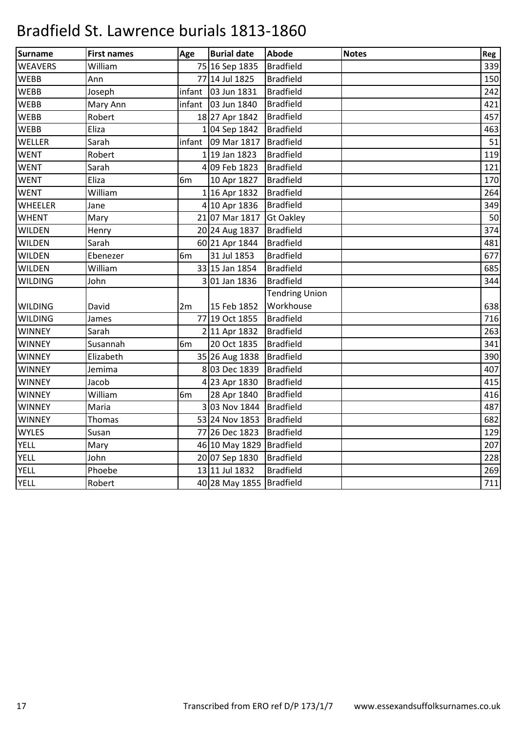# Bradfield St. Lawrence burials 1813-1860

| Surname | First names | Age | Burial date | Abode | Notes | Reg |
|---|---|---|---|---|---|---|
| WEAVERS | William | 75 | 16 Sep 1835 | Bradfield | | 339 |
| WEBB | Ann | 77 | 14 Jul 1825 | Bradfield | | 150 |
| WEBB | Joseph | infant | 03 Jun 1831 | Bradfield | | 242 |
| WEBB | Mary Ann | infant | 03 Jun 1840 | Bradfield | | 421 |
| WEBB | Robert | 18 | 27 Apr 1842 | Bradfield | | 457 |
| WEBB | Eliza | 1 | 04 Sep 1842 | Bradfield | | 463 |
| WELLER | Sarah | infant | 09 Mar 1817 | Bradfield | | 51 |
| WENT | Robert | 1 | 19 Jan 1823 | Bradfield | | 119 |
| WENT | Sarah | 4 | 09 Feb 1823 | Bradfield | | 121 |
| WENT | Eliza | 6m | 10 Apr 1827 | Bradfield | | 170 |
| WENT | William | 1 | 16 Apr 1832 | Bradfield | | 264 |
| WHEELER | Jane | 4 | 10 Apr 1836 | Bradfield | | 349 |
| WHENT | Mary | 21 | 07 Mar 1817 | Gt Oakley | | 50 |
| WILDEN | Henry | 20 | 24 Aug 1837 | Bradfield | | 374 |
| WILDEN | Sarah | 60 | 21 Apr 1844 | Bradfield | | 481 |
| WILDEN | Ebenezer | 6m | 31 Jul 1853 | Bradfield | | 677 |
| WILDEN | William | 33 | 15 Jan 1854 | Bradfield | | 685 |
| WILDING | John | 3 | 01 Jan 1836 | Bradfield | | 344 |
| WILDING | David | 2m | 15 Feb 1852 | Tendring Union Workhouse | | 638 |
| WILDING | James | 77 | 19 Oct 1855 | Bradfield | | 716 |
| WINNEY | Sarah | 2 | 11 Apr 1832 | Bradfield | | 263 |
| WINNEY | Susannah | 6m | 20 Oct 1835 | Bradfield | | 341 |
| WINNEY | Elizabeth | 35 | 26 Aug 1838 | Bradfield | | 390 |
| WINNEY | Jemima | 8 | 03 Dec 1839 | Bradfield | | 407 |
| WINNEY | Jacob | 4 | 23 Apr 1830 | Bradfield | | 415 |
| WINNEY | William | 6m | 28 Apr 1840 | Bradfield | | 416 |
| WINNEY | Maria | 3 | 03 Nov 1844 | Bradfield | | 487 |
| WINNEY | Thomas | 53 | 24 Nov 1853 | Bradfield | | 682 |
| WYLES | Susan | 77 | 26 Dec 1823 | Bradfield | | 129 |
| YELL | Mary | 46 | 10 May 1829 | Bradfield | | 207 |
| YELL | John | 20 | 07 Sep 1830 | Bradfield | | 228 |
| YELL | Phoebe | 13 | 11 Jul 1832 | Bradfield | | 269 |
| YELL | Robert | 40 | 28 May 1855 | Bradfield | | 711 |

Transcribed from ERO ref D/P 173/1/7 www.essexandsuffolksurnames.co.uk